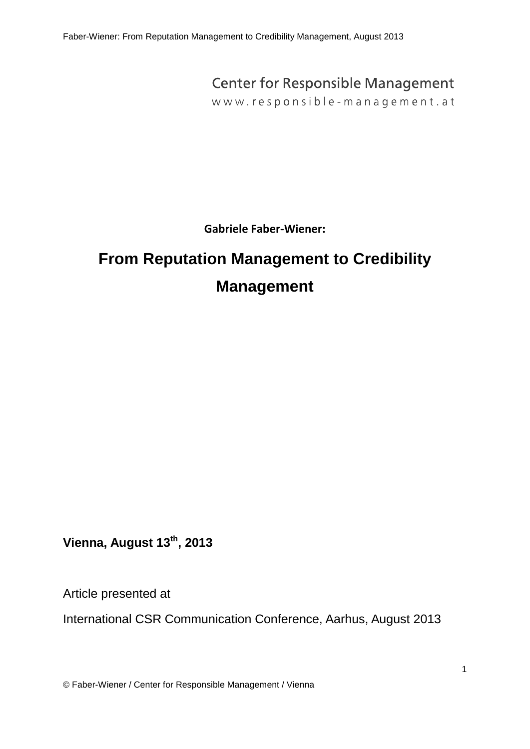Center for Responsible Management

www.responsible-management.at

**Gabriele Faber-Wiener:**

# From Reputation Management to Credibility Management

**Vienna, August 13th, 2013**

Article presented at

International CSR Communication Conference, Aarhus, August 2013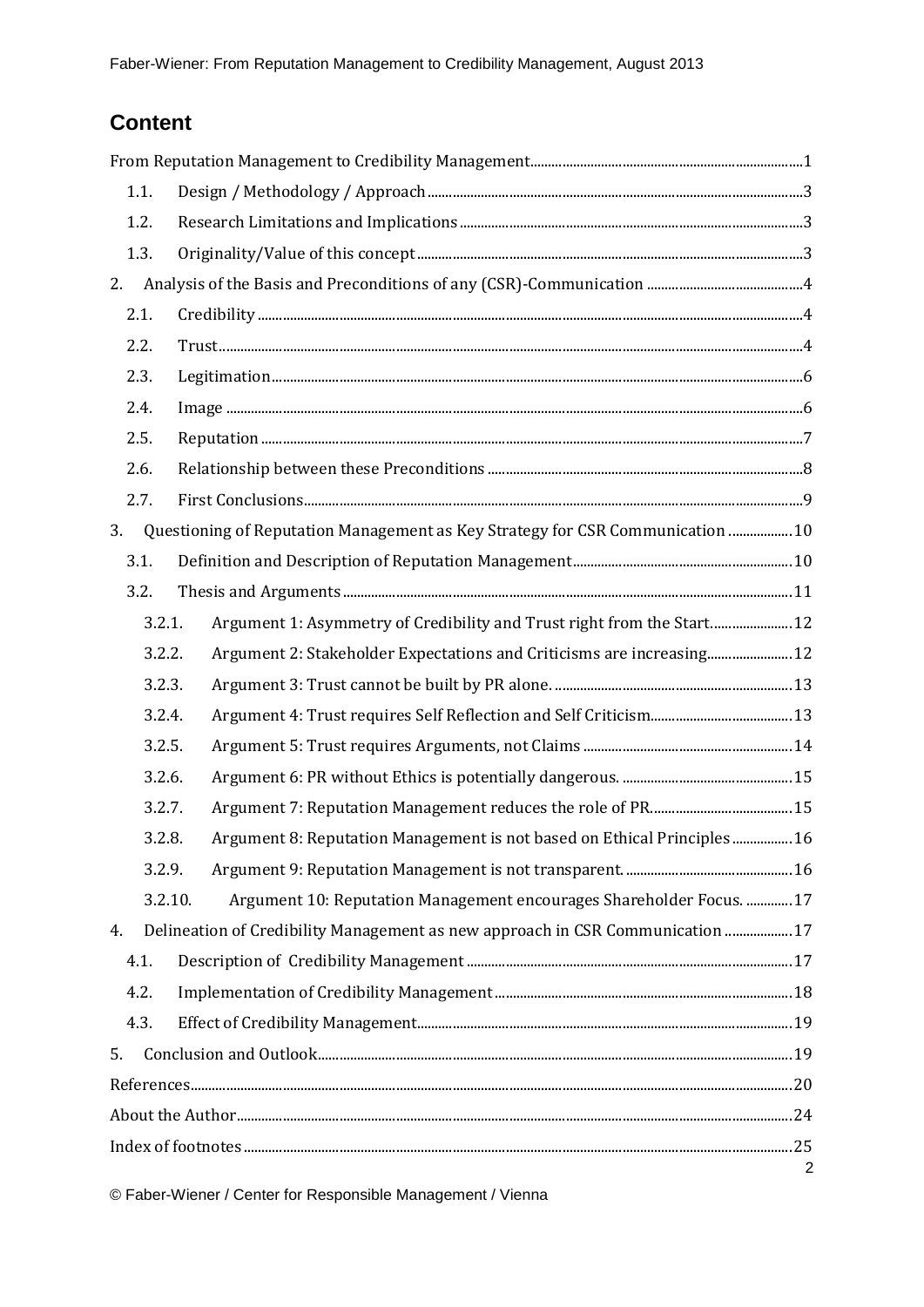## Content

From Reputation Management to Credibility Management ... 1

- 1.1. Design / Methodology / Approach ... 3
- 1.2. Research Limitations and Implications ... 3
- 1.3. Originality/Value of this concept ... 3

2. Analysis of the Basis and Preconditions of any (CSR)-Communication ... 4
   - 2.1. Credibility ... 4
   - 2.2. Trust ... 4
   - 2.3. Legitimation ... 6
   - 2.4. Image ... 6
   - 2.5. Reputation ... 7
   - 2.6. Relationship between these Preconditions ... 8
   - 2.7. First Conclusions ... 9
3. Questioning of Reputation Management as Key Strategy for CSR Communication ... 10
   - 3.1. Definition and Description of Reputation Management ... 10
   - 3.2. Thesis and Arguments ... 11
     - 3.2.1. Argument 1: Asymmetry of Credibility and Trust right from the Start ... 12
     - 3.2.2. Argument 2: Stakeholder Expectations and Criticisms are increasing ... 12
     - 3.2.3. Argument 3: Trust cannot be built by PR alone. ... 13
     - 3.2.4. Argument 4: Trust requires Self Reflection and Self Criticism ... 13
     - 3.2.5. Argument 5: Trust requires Arguments, not Claims ... 14
     - 3.2.6. Argument 6: PR without Ethics is potentially dangerous. ... 15
     - 3.2.7. Argument 7: Reputation Management reduces the role of PR ... 15
     - 3.2.8. Argument 8: Reputation Management is not based on Ethical Principles ... 16
     - 3.2.9. Argument 9: Reputation Management is not transparent. ... 16
     - 3.2.10. Argument 10: Reputation Management encourages Shareholder Focus. ... 17
4. Delineation of Credibility Management as new approach in CSR Communication ... 17
   - 4.1. Description of Credibility Management ... 17
   - 4.2. Implementation of Credibility Management ... 18
   - 4.3. Effect of Credibility Management ... 19
5. Conclusion and Outlook ... 19

References ... 20

About the Author ... 24

Index of footnotes ... 25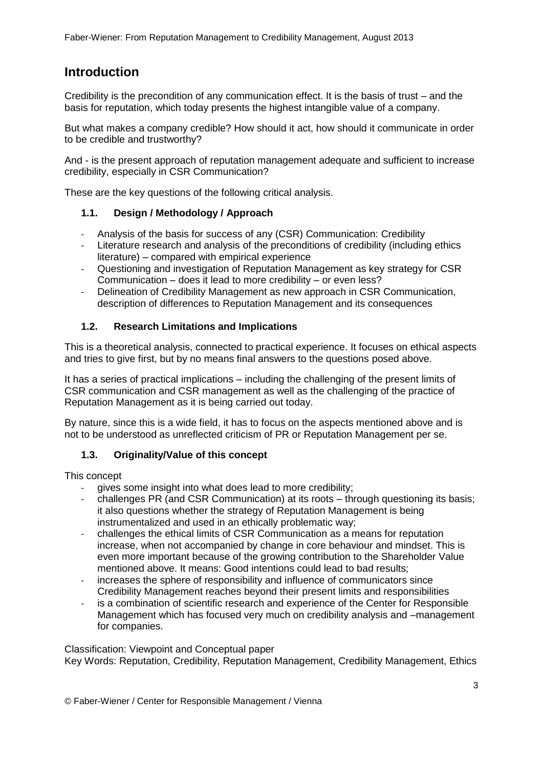# Introduction

Credibility is the precondition of any communication effect. It is the basis of trust – and the basis for reputation, which today presents the highest intangible value of a company.

But what makes a company credible? How should it act, how should it communicate in order to be credible and trustworthy?

And - is the present approach of reputation management adequate and sufficient to increase credibility, especially in CSR Communication?

These are the key questions of the following critical analysis.

## 1.1. Design / Methodology / Approach

- Analysis of the basis for success of any (CSR) Communication: Credibility
- Literature research and analysis of the preconditions of credibility (including ethics literature) – compared with empirical experience
- Questioning and investigation of Reputation Management as key strategy for CSR Communication – does it lead to more credibility – or even less?
- Delineation of Credibility Management as new approach in CSR Communication, description of differences to Reputation Management and its consequences

## 1.2. Research Limitations and Implications

This is a theoretical analysis, connected to practical experience. It focuses on ethical aspects and tries to give first, but by no means final answers to the questions posed above.

It has a series of practical implications – including the challenging of the present limits of CSR communication and CSR management as well as the challenging of the practice of Reputation Management as it is being carried out today.

By nature, since this is a wide field, it has to focus on the aspects mentioned above and is not to be understood as unreflected criticism of PR or Reputation Management per se.

## 1.3. Originality/Value of this concept

This concept

- gives some insight into what does lead to more credibility;
- challenges PR (and CSR Communication) at its roots – through questioning its basis; it also questions whether the strategy of Reputation Management is being instrumentalized and used in an ethically problematic way;
- challenges the ethical limits of CSR Communication as a means for reputation increase, when not accompanied by change in core behaviour and mindset. This is even more important because of the growing contribution to the Shareholder Value mentioned above. It means: Good intentions could lead to bad results;
- increases the sphere of responsibility and influence of communicators since Credibility Management reaches beyond their present limits and responsibilities
- is a combination of scientific research and experience of the Center for Responsible Management which has focused very much on credibility analysis and –management for companies.

Classification: Viewpoint and Conceptual paper
Key Words: Reputation, Credibility, Reputation Management, Credibility Management, Ethics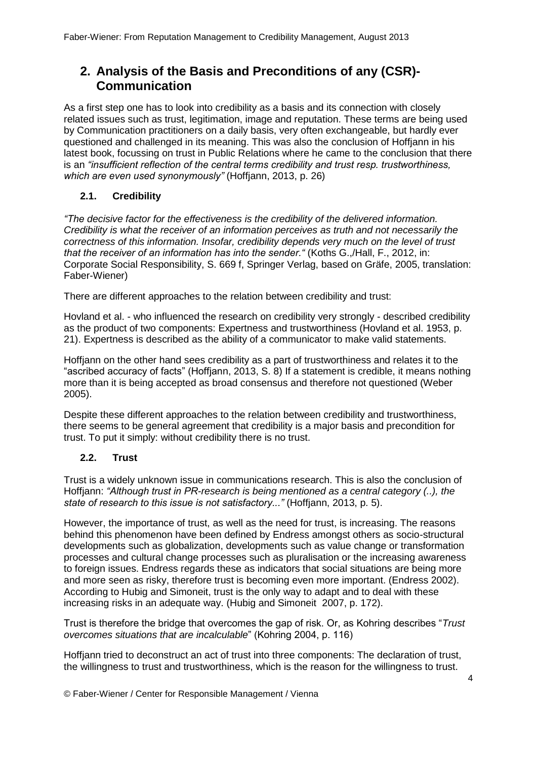## 2. Analysis of the Basis and Preconditions of any (CSR)-Communication

As a first step one has to look into credibility as a basis and its connection with closely related issues such as trust, legitimation, image and reputation. These terms are being used by Communication practitioners on a daily basis, very often exchangeable, but hardly ever questioned and challenged in its meaning. This was also the conclusion of Hoffjann in his latest book, focussing on trust in Public Relations where he came to the conclusion that there is an *"insufficient reflection of the central terms credibility and trust resp. trustworthiness, which are even used synonymously"* (Hoffjann, 2013, p. 26)

### 2.1. Credibility

*"The decisive factor for the effectiveness is the credibility of the delivered information. Credibility is what the receiver of an information perceives as truth and not necessarily the correctness of this information. Insofar, credibility depends very much on the level of trust that the receiver of an information has into the sender."* (Koths G.,/Hall, F., 2012, in: Corporate Social Responsibility, S. 669 f, Springer Verlag, based on Gräfe, 2005, translation: Faber-Wiener)

There are different approaches to the relation between credibility and trust:

Hovland et al. - who influenced the research on credibility very strongly - described credibility as the product of two components: Expertness and trustworthiness (Hovland et al. 1953, p. 21). Expertness is described as the ability of a communicator to make valid statements.

Hoffjann on the other hand sees credibility as a part of trustworthiness and relates it to the "ascribed accuracy of facts" (Hoffjann, 2013, S. 8) If a statement is credible, it means nothing more than it is being accepted as broad consensus and therefore not questioned (Weber 2005).

Despite these different approaches to the relation between credibility and trustworthiness, there seems to be general agreement that credibility is a major basis and precondition for trust. To put it simply: without credibility there is no trust.

### 2.2. Trust

Trust is a widely unknown issue in communications research. This is also the conclusion of Hoffjann: *"Although trust in PR-research is being mentioned as a central category (..), the state of research to this issue is not satisfactory..."* (Hoffjann, 2013, p. 5).

However, the importance of trust, as well as the need for trust, is increasing. The reasons behind this phenomenon have been defined by Endress amongst others as socio-structural developments such as globalization, developments such as value change or transformation processes and cultural change processes such as pluralisation or the increasing awareness to foreign issues. Endress regards these as indicators that social situations are being more and more seen as risky, therefore trust is becoming even more important. (Endress 2002). According to Hubig and Simoneit, trust is the only way to adapt and to deal with these increasing risks in an adequate way. (Hubig and Simoneit 2007, p. 172).

Trust is therefore the bridge that overcomes the gap of risk. Or, as Kohring describes "*Trust overcomes situations that are incalculable*" (Kohring 2004, p. 116)

Hoffjann tried to deconstruct an act of trust into three components: The declaration of trust, the willingness to trust and trustworthiness, which is the reason for the willingness to trust.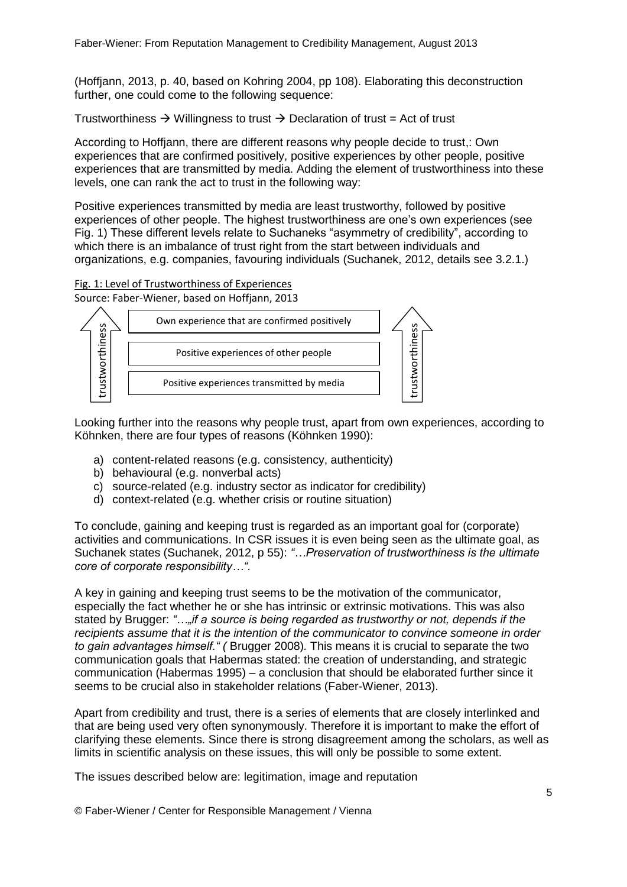(Hoffjann, 2013, p. 40, based on Kohring 2004, pp 108). Elaborating this deconstruction further, one could come to the following sequence:

Trustworthiness → Willingness to trust → Declaration of trust = Act of trust

According to Hoffjann, there are different reasons why people decide to trust,: Own experiences that are confirmed positively, positive experiences by other people, positive experiences that are transmitted by media. Adding the element of trustworthiness into these levels, one can rank the act to trust in the following way:

Positive experiences transmitted by media are least trustworthy, followed by positive experiences of other people. The highest trustworthiness are one's own experiences (see Fig. 1) These different levels relate to Suchaneks "asymmetry of credibility", according to which there is an imbalance of trust right from the start between individuals and organizations, e.g. companies, favouring individuals (Suchanek, 2012, details see 3.2.1.)

Fig. 1: Level of Trustworthiness of Experiences

Source: Faber-Wiener, based on Hoffjann, 2013

| ↑ trustworthiness |
|---|
| Own experience that are confirmed positively |
| Positive experiences of other people |
| Positive experiences transmitted by media |

Looking further into the reasons why people trust, apart from own experiences, according to Köhnken, there are four types of reasons (Köhnken 1990):

a) content-related reasons (e.g. consistency, authenticity)
b) behavioural (e.g. nonverbal acts)
c) source-related (e.g. industry sector as indicator for credibility)
d) context-related (e.g. whether crisis or routine situation)

To conclude, gaining and keeping trust is regarded as an important goal for (corporate) activities and communications. In CSR issues it is even being seen as the ultimate goal, as Suchanek states (Suchanek, 2012, p 55): *"…Preservation of trustworthiness is the ultimate core of corporate responsibility…"*.

A key in gaining and keeping trust seems to be the motivation of the communicator, especially the fact whether he or she has intrinsic or extrinsic motivations. This was also stated by Brugger: *"…„if a source is being regarded as trustworthy or not, depends if the recipients assume that it is the intention of the communicator to convince someone in order to gain advantages himself." (* Brugger 2008). This means it is crucial to separate the two communication goals that Habermas stated: the creation of understanding, and strategic communication (Habermas 1995) – a conclusion that should be elaborated further since it seems to be crucial also in stakeholder relations (Faber-Wiener, 2013).

Apart from credibility and trust, there is a series of elements that are closely interlinked and that are being used very often synonymously. Therefore it is important to make the effort of clarifying these elements. Since there is strong disagreement among the scholars, as well as limits in scientific analysis on these issues, this will only be possible to some extent.

The issues described below are: legitimation, image and reputation

© Faber-Wiener / Center for Responsible Management / Vienna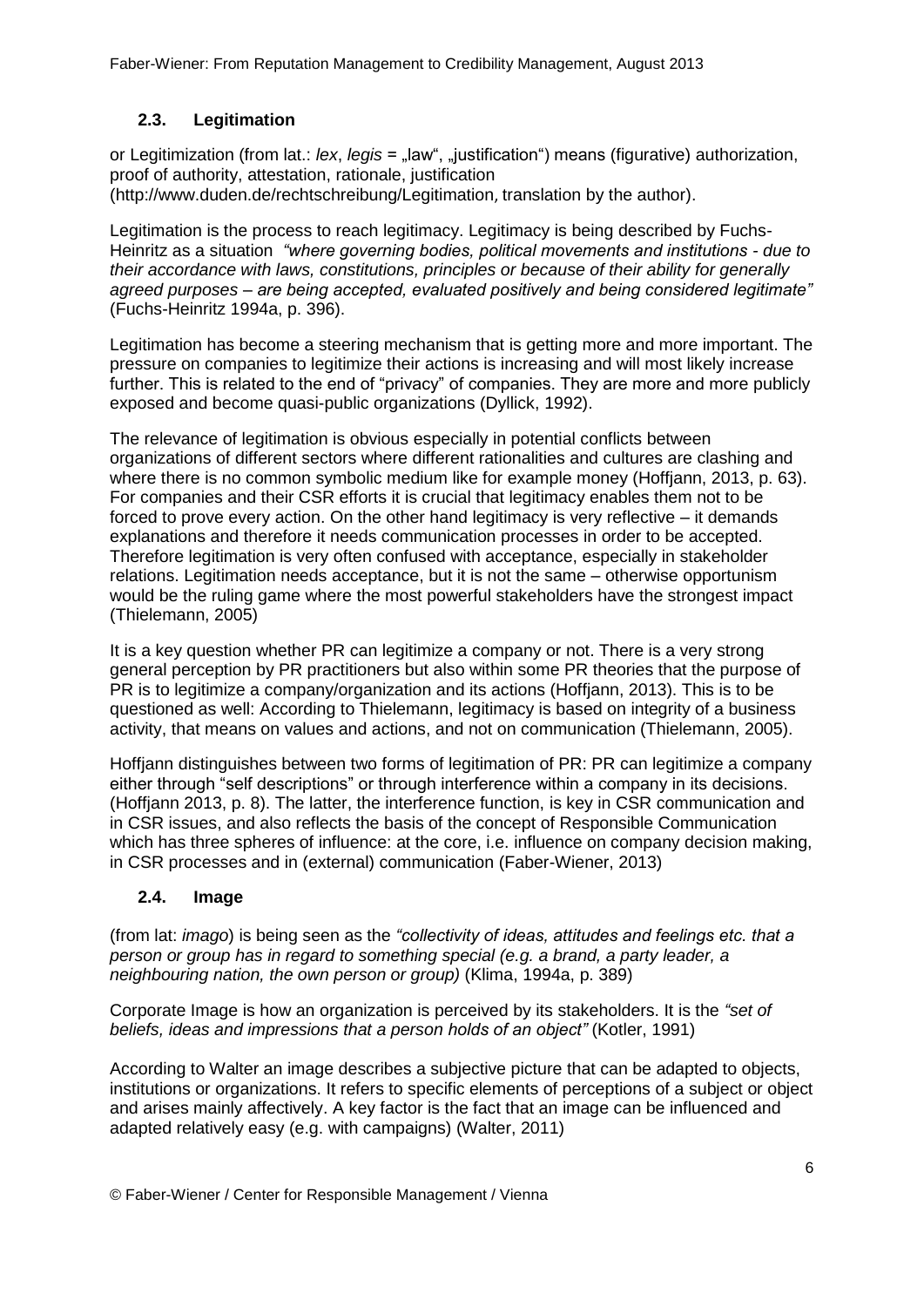## 2.3. Legitimation

or Legitimization (from lat.: *lex*, *legis* = „law", „justification") means (figurative) authorization, proof of authority, attestation, rationale, justification (http://www.duden.de/rechtschreibung/Legitimation, translation by the author).

Legitimation is the process to reach legitimacy. Legitimacy is being described by Fuchs-Heinritz as a situation *"where governing bodies, political movements and institutions - due to their accordance with laws, constitutions, principles or because of their ability for generally agreed purposes – are being accepted, evaluated positively and being considered legitimate"* (Fuchs-Heinritz 1994a, p. 396).

Legitimation has become a steering mechanism that is getting more and more important. The pressure on companies to legitimize their actions is increasing and will most likely increase further. This is related to the end of "privacy" of companies. They are more and more publicly exposed and become quasi-public organizations (Dyllick, 1992).

The relevance of legitimation is obvious especially in potential conflicts between organizations of different sectors where different rationalities and cultures are clashing and where there is no common symbolic medium like for example money (Hoffjann, 2013, p. 63). For companies and their CSR efforts it is crucial that legitimacy enables them not to be forced to prove every action. On the other hand legitimacy is very reflective – it demands explanations and therefore it needs communication processes in order to be accepted. Therefore legitimation is very often confused with acceptance, especially in stakeholder relations. Legitimation needs acceptance, but it is not the same – otherwise opportunism would be the ruling game where the most powerful stakeholders have the strongest impact (Thielemann, 2005)

It is a key question whether PR can legitimize a company or not. There is a very strong general perception by PR practitioners but also within some PR theories that the purpose of PR is to legitimize a company/organization and its actions (Hoffjann, 2013). This is to be questioned as well: According to Thielemann, legitimacy is based on integrity of a business activity, that means on values and actions, and not on communication (Thielemann, 2005).

Hoffjann distinguishes between two forms of legitimation of PR: PR can legitimize a company either through "self descriptions" or through interference within a company in its decisions. (Hoffjann 2013, p. 8). The latter, the interference function, is key in CSR communication and in CSR issues, and also reflects the basis of the concept of Responsible Communication which has three spheres of influence: at the core, i.e. influence on company decision making, in CSR processes and in (external) communication (Faber-Wiener, 2013)

## 2.4. Image

(from lat: *imago*) is being seen as the *"collectivity of ideas, attitudes and feelings etc. that a person or group has in regard to something special (e.g. a brand, a party leader, a neighbouring nation, the own person or group)* (Klima, 1994a, p. 389)

Corporate Image is how an organization is perceived by its stakeholders. It is the *"set of beliefs, ideas and impressions that a person holds of an object"* (Kotler, 1991)

According to Walter an image describes a subjective picture that can be adapted to objects, institutions or organizations. It refers to specific elements of perceptions of a subject or object and arises mainly affectively. A key factor is the fact that an image can be influenced and adapted relatively easy (e.g. with campaigns) (Walter, 2011)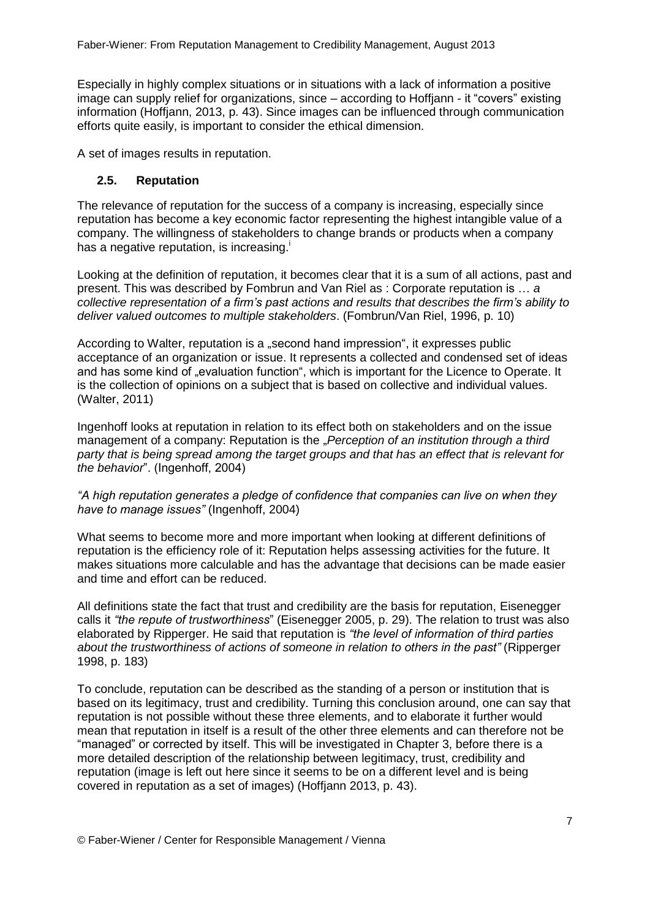Especially in highly complex situations or in situations with a lack of information a positive image can supply relief for organizations, since – according to Hoffjann - it "covers" existing information (Hoffjann, 2013, p. 43). Since images can be influenced through communication efforts quite easily, is important to consider the ethical dimension.

A set of images results in reputation.

### 2.5. Reputation

The relevance of reputation for the success of a company is increasing, especially since reputation has become a key economic factor representing the highest intangible value of a company. The willingness of stakeholders to change brands or products when a company has a negative reputation, is increasing.[i]

Looking at the definition of reputation, it becomes clear that it is a sum of all actions, past and present. This was described by Fombrun and Van Riel as : Corporate reputation is … *a collective representation of a firm's past actions and results that describes the firm's ability to deliver valued outcomes to multiple stakeholders*. (Fombrun/Van Riel, 1996, p. 10)

According to Walter, reputation is a „second hand impression", it expresses public acceptance of an organization or issue. It represents a collected and condensed set of ideas and has some kind of „evaluation function", which is important for the Licence to Operate. It is the collection of opinions on a subject that is based on collective and individual values. (Walter, 2011)

Ingenhoff looks at reputation in relation to its effect both on stakeholders and on the issue management of a company: Reputation is the „*Perception of an institution through a third party that is being spread among the target groups and that has an effect that is relevant for the behavior*". (Ingenhoff, 2004)

*"A high reputation generates a pledge of confidence that companies can live on when they have to manage issues"* (Ingenhoff, 2004)

What seems to become more and more important when looking at different definitions of reputation is the efficiency role of it: Reputation helps assessing activities for the future. It makes situations more calculable and has the advantage that decisions can be made easier and time and effort can be reduced.

All definitions state the fact that trust and credibility are the basis for reputation, Eisenegger calls it *"the repute of trustworthiness*" (Eisenegger 2005, p. 29). The relation to trust was also elaborated by Ripperger. He said that reputation is *"the level of information of third parties about the trustworthiness of actions of someone in relation to others in the past"* (Ripperger 1998, p. 183)

To conclude, reputation can be described as the standing of a person or institution that is based on its legitimacy, trust and credibility. Turning this conclusion around, one can say that reputation is not possible without these three elements, and to elaborate it further would mean that reputation in itself is a result of the other three elements and can therefore not be "managed" or corrected by itself. This will be investigated in Chapter 3, before there is a more detailed description of the relationship between legitimacy, trust, credibility and reputation (image is left out here since it seems to be on a different level and is being covered in reputation as a set of images) (Hoffjann 2013, p. 43).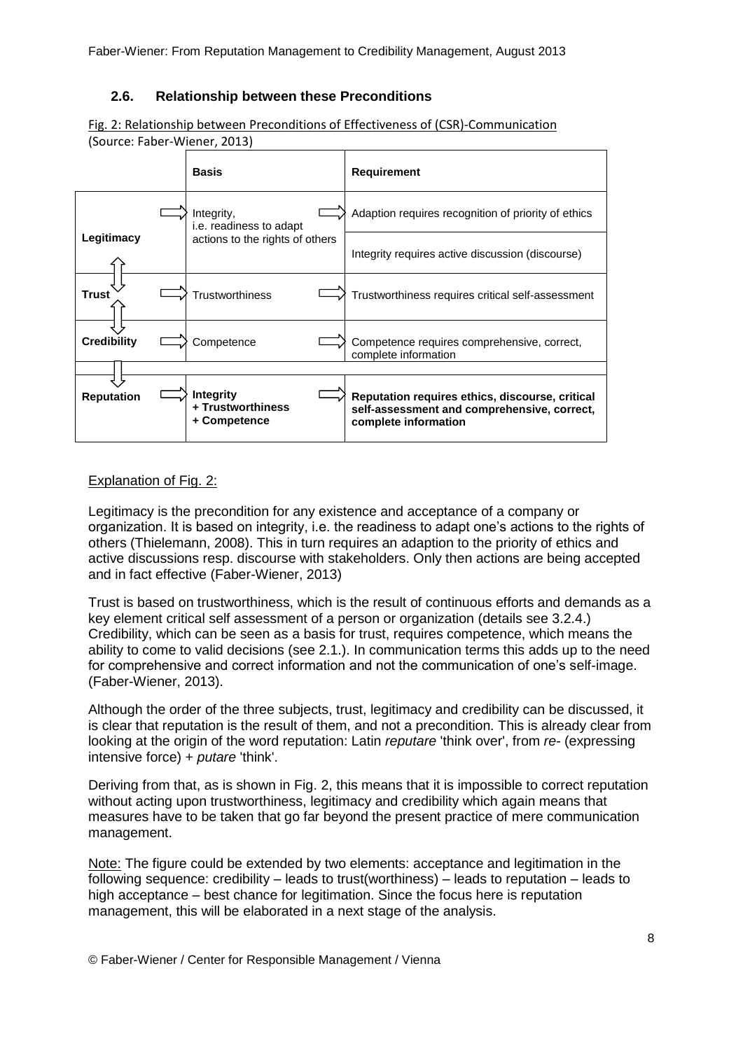## 2.6. Relationship between these Preconditions

Fig. 2: Relationship between Preconditions of Effectiveness of (CSR)-Communication (Source: Faber-Wiener, 2013)

| | Basis | Requirement |
|---|---|---|
| **Legitimacy** | Integrity, i.e. readiness to adapt actions to the rights of others | Adaption requires recognition of priority of ethics |
| | | Integrity requires active discussion (discourse) |
| **Trust** | Trustworthiness | Trustworthiness requires critical self-assessment |
| **Credibility** | Competence | Competence requires comprehensive, correct, complete information |
| **Reputation** | **Integrity + Trustworthiness + Competence** | **Reputation requires ethics, discourse, critical self-assessment and comprehensive, correct, complete information** |

Explanation of Fig. 2:

Legitimacy is the precondition for any existence and acceptance of a company or organization. It is based on integrity, i.e. the readiness to adapt one's actions to the rights of others (Thielemann, 2008). This in turn requires an adaption to the priority of ethics and active discussions resp. discourse with stakeholders. Only then actions are being accepted and in fact effective (Faber-Wiener, 2013)

Trust is based on trustworthiness, which is the result of continuous efforts and demands as a key element critical self assessment of a person or organization (details see 3.2.4.) Credibility, which can be seen as a basis for trust, requires competence, which means the ability to come to valid decisions (see 2.1.). In communication terms this adds up to the need for comprehensive and correct information and not the communication of one's self-image. (Faber-Wiener, 2013).

Although the order of the three subjects, trust, legitimacy and credibility can be discussed, it is clear that reputation is the result of them, and not a precondition. This is already clear from looking at the origin of the word reputation: Latin *reputare* 'think over', from *re-* (expressing intensive force) + *putare* 'think'.

Deriving from that, as is shown in Fig. 2, this means that it is impossible to correct reputation without acting upon trustworthiness, legitimacy and credibility which again means that measures have to be taken that go far beyond the present practice of mere communication management.

Note: The figure could be extended by two elements: acceptance and legitimation in the following sequence: credibility – leads to trust(worthiness) – leads to reputation – leads to high acceptance – best chance for legitimation. Since the focus here is reputation management, this will be elaborated in a next stage of the analysis.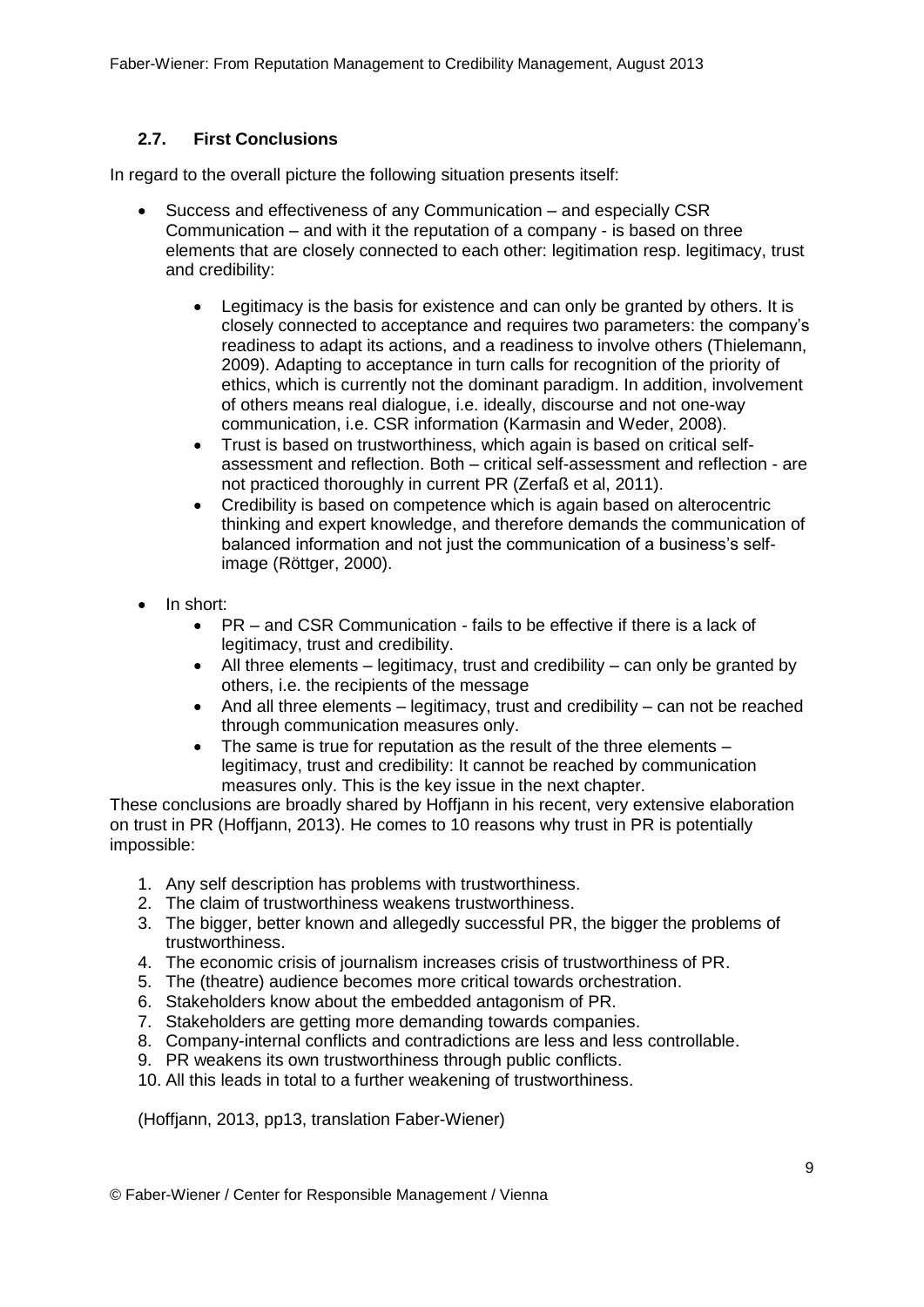### 2.7. First Conclusions

In regard to the overall picture the following situation presents itself:

- Success and effectiveness of any Communication – and especially CSR Communication – and with it the reputation of a company - is based on three elements that are closely connected to each other: legitimation resp. legitimacy, trust and credibility:
    - Legitimacy is the basis for existence and can only be granted by others. It is closely connected to acceptance and requires two parameters: the company's readiness to adapt its actions, and a readiness to involve others (Thielemann, 2009). Adapting to acceptance in turn calls for recognition of the priority of ethics, which is currently not the dominant paradigm. In addition, involvement of others means real dialogue, i.e. ideally, discourse and not one-way communication, i.e. CSR information (Karmasin and Weder, 2008).
    - Trust is based on trustworthiness, which again is based on critical self-assessment and reflection. Both – critical self-assessment and reflection - are not practiced thoroughly in current PR (Zerfaß et al, 2011).
    - Credibility is based on competence which is again based on alterocentric thinking and expert knowledge, and therefore demands the communication of balanced information and not just the communication of a business's self-image (Röttger, 2000).
- In short:
    - PR – and CSR Communication - fails to be effective if there is a lack of legitimacy, trust and credibility.
    - All three elements – legitimacy, trust and credibility – can only be granted by others, i.e. the recipients of the message
    - And all three elements – legitimacy, trust and credibility – can not be reached through communication measures only.
    - The same is true for reputation as the result of the three elements – legitimacy, trust and credibility: It cannot be reached by communication measures only. This is the key issue in the next chapter.

These conclusions are broadly shared by Hoffjann in his recent, very extensive elaboration on trust in PR (Hoffjann, 2013). He comes to 10 reasons why trust in PR is potentially impossible:

1. Any self description has problems with trustworthiness.
2. The claim of trustworthiness weakens trustworthiness.
3. The bigger, better known and allegedly successful PR, the bigger the problems of trustworthiness.
4. The economic crisis of journalism increases crisis of trustworthiness of PR.
5. The (theatre) audience becomes more critical towards orchestration.
6. Stakeholders know about the embedded antagonism of PR.
7. Stakeholders are getting more demanding towards companies.
8. Company-internal conflicts and contradictions are less and less controllable.
9. PR weakens its own trustworthiness through public conflicts.
10. All this leads in total to a further weakening of trustworthiness.

(Hoffjann, 2013, pp13, translation Faber-Wiener)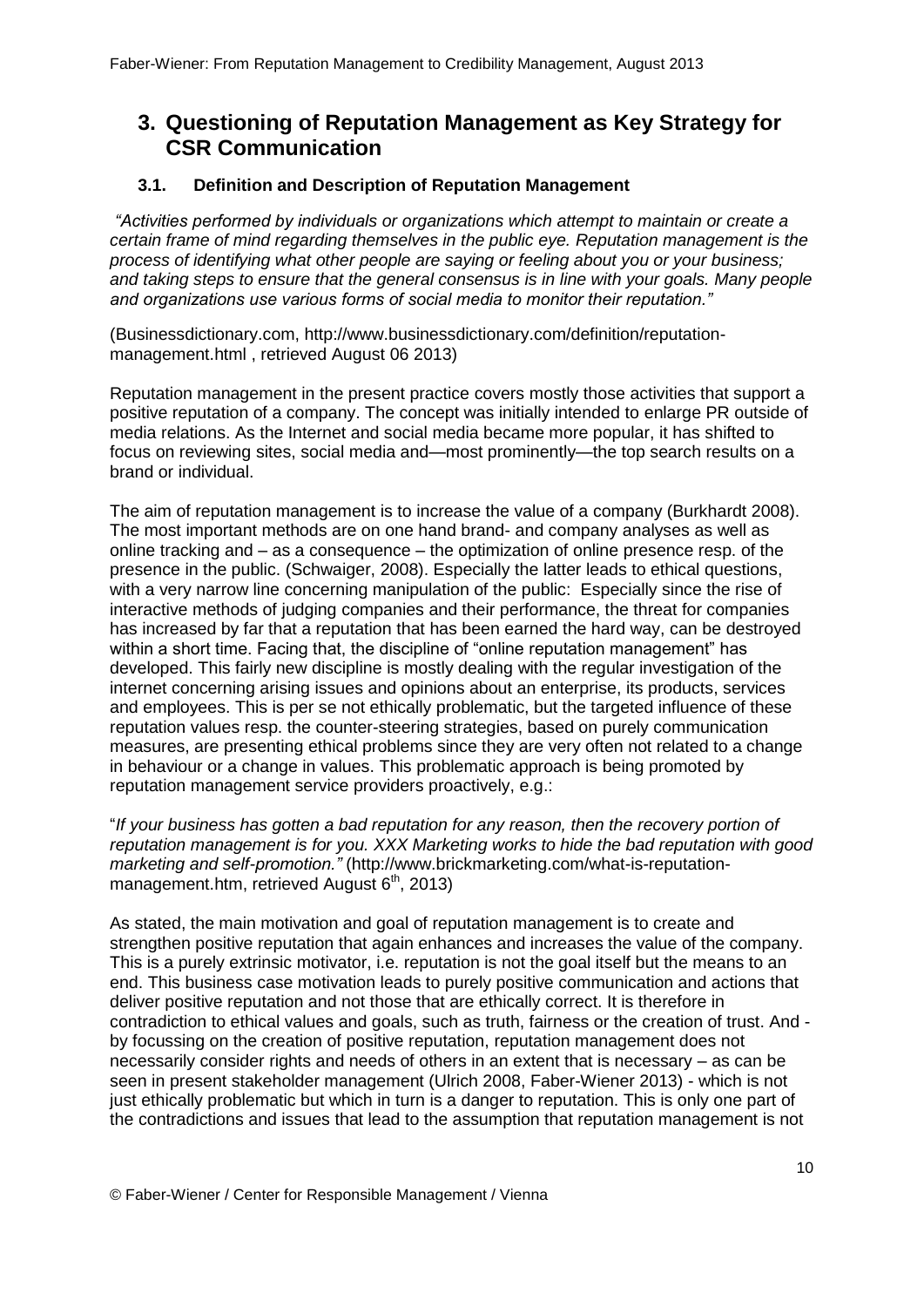# 3. Questioning of Reputation Management as Key Strategy for CSR Communication

## 3.1. Definition and Description of Reputation Management

*"Activities performed by individuals or organizations which attempt to maintain or create a certain frame of mind regarding themselves in the public eye. Reputation management is the process of identifying what other people are saying or feeling about you or your business; and taking steps to ensure that the general consensus is in line with your goals. Many people and organizations use various forms of social media to monitor their reputation."*

(Businessdictionary.com, http://www.businessdictionary.com/definition/reputation-management.html , retrieved August 06 2013)

Reputation management in the present practice covers mostly those activities that support a positive reputation of a company. The concept was initially intended to enlarge PR outside of media relations. As the Internet and social media became more popular, it has shifted to focus on reviewing sites, social media and—most prominently—the top search results on a brand or individual.

The aim of reputation management is to increase the value of a company (Burkhardt 2008). The most important methods are on one hand brand- and company analyses as well as online tracking and – as a consequence – the optimization of online presence resp. of the presence in the public. (Schwaiger, 2008). Especially the latter leads to ethical questions, with a very narrow line concerning manipulation of the public: Especially since the rise of interactive methods of judging companies and their performance, the threat for companies has increased by far that a reputation that has been earned the hard way, can be destroyed within a short time. Facing that, the discipline of "online reputation management" has developed. This fairly new discipline is mostly dealing with the regular investigation of the internet concerning arising issues and opinions about an enterprise, its products, services and employees. This is per se not ethically problematic, but the targeted influence of these reputation values resp. the counter-steering strategies, based on purely communication measures, are presenting ethical problems since they are very often not related to a change in behaviour or a change in values. This problematic approach is being promoted by reputation management service providers proactively, e.g.:

"*If your business has gotten a bad reputation for any reason, then the recovery portion of reputation management is for you. XXX Marketing works to hide the bad reputation with good marketing and self-promotion."* (http://www.brickmarketing.com/what-is-reputation-management.htm, retrieved August 6th, 2013)

As stated, the main motivation and goal of reputation management is to create and strengthen positive reputation that again enhances and increases the value of the company. This is a purely extrinsic motivator, i.e. reputation is not the goal itself but the means to an end. This business case motivation leads to purely positive communication and actions that deliver positive reputation and not those that are ethically correct. It is therefore in contradiction to ethical values and goals, such as truth, fairness or the creation of trust. And - by focussing on the creation of positive reputation, reputation management does not necessarily consider rights and needs of others in an extent that is necessary – as can be seen in present stakeholder management (Ulrich 2008, Faber-Wiener 2013) - which is not just ethically problematic but which in turn is a danger to reputation. This is only one part of the contradictions and issues that lead to the assumption that reputation management is not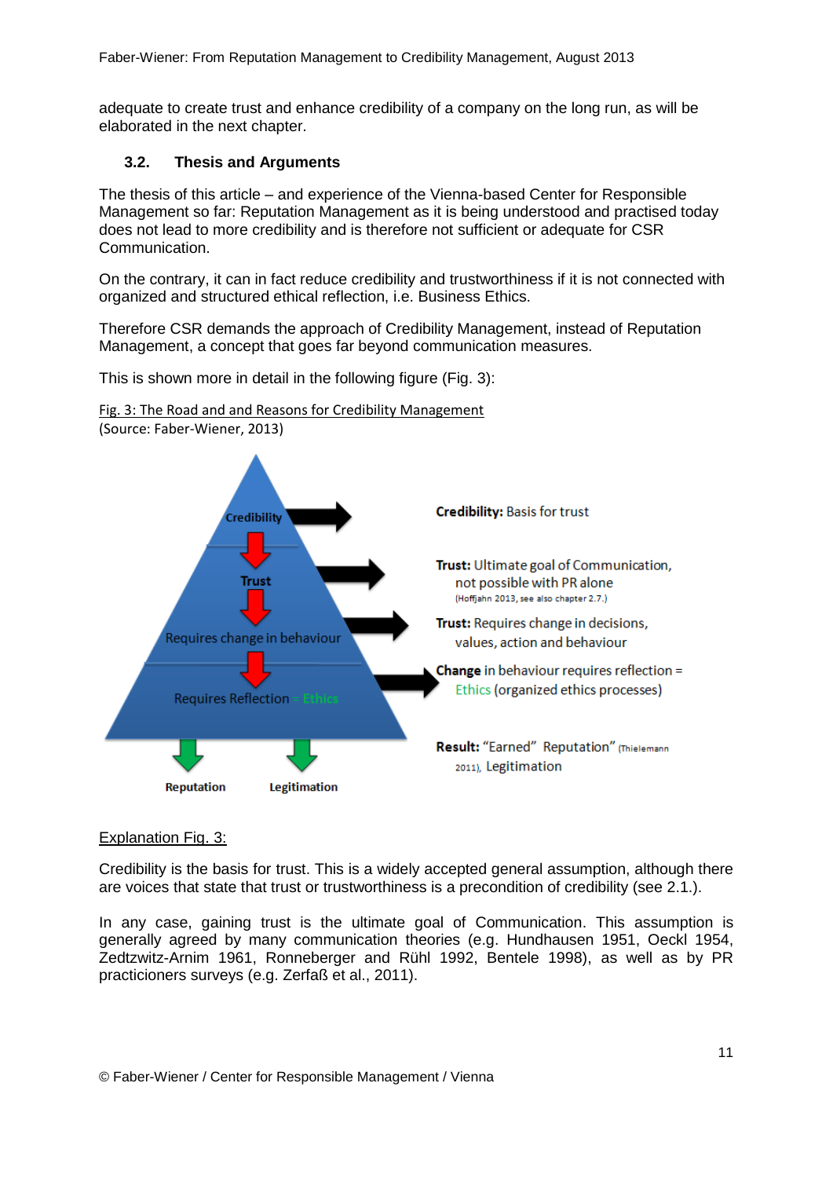adequate to create trust and enhance credibility of a company on the long run, as will be elaborated in the next chapter.

### 3.2. Thesis and Arguments

The thesis of this article – and experience of the Vienna-based Center for Responsible Management so far: Reputation Management as it is being understood and practised today does not lead to more credibility and is therefore not sufficient or adequate for CSR Communication.

On the contrary, it can in fact reduce credibility and trustworthiness if it is not connected with organized and structured ethical reflection, i.e. Business Ethics.

Therefore CSR demands the approach of Credibility Management, instead of Reputation Management, a concept that goes far beyond communication measures.

This is shown more in detail in the following figure (Fig. 3):

Fig. 3: The Road and and Reasons for Credibility Management
(Source: Faber-Wiener, 2013)

Credibility

Trust

Requires change in behaviour

Requires Reflection = Ethics

Reputation

Legitimation

**Credibility:** Basis for trust

**Trust:** Ultimate goal of Communication, not possible with PR alone (Hoffjahn 2013, see also chapter 2.7.)

**Trust:** Requires change in decisions, values, action and behaviour

**Change** in behaviour requires reflection = Ethics (organized ethics processes)

**Result:** "Earned" Reputation" (Thielemann 2011), Legitimation

Explanation Fig. 3:

Credibility is the basis for trust. This is a widely accepted general assumption, although there are voices that state that trust or trustworthiness is a precondition of credibility (see 2.1.).

In any case, gaining trust is the ultimate goal of Communication. This assumption is generally agreed by many communication theories (e.g. Hundhausen 1951, Oeckl 1954, Zedtzwitz-Arnim 1961, Ronneberger and Rühl 1992, Bentele 1998), as well as by PR practicioners surveys (e.g. Zerfaß et al., 2011).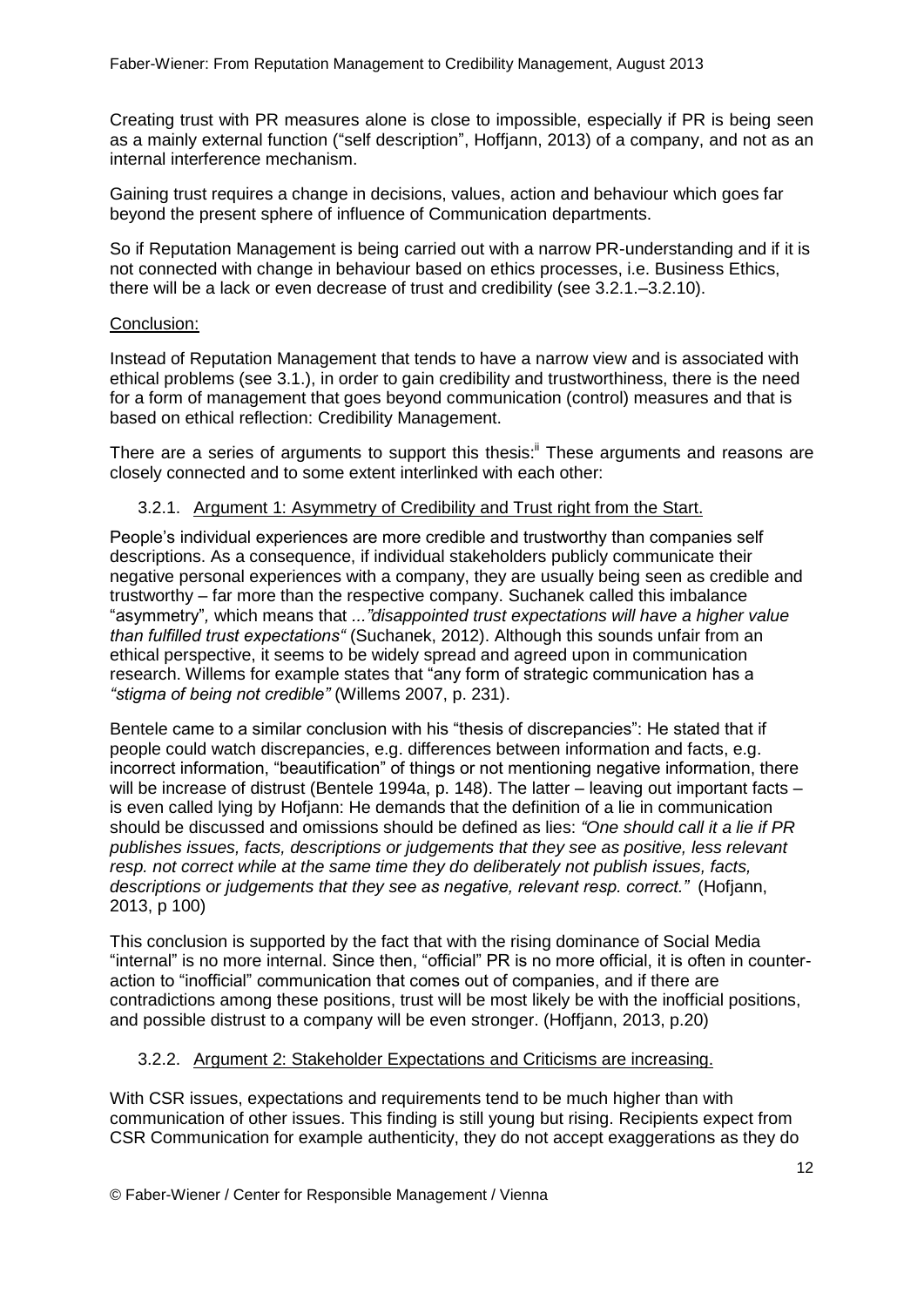Creating trust with PR measures alone is close to impossible, especially if PR is being seen as a mainly external function ("self description", Hoffjann, 2013) of a company, and not as an internal interference mechanism.

Gaining trust requires a change in decisions, values, action and behaviour which goes far beyond the present sphere of influence of Communication departments.

So if Reputation Management is being carried out with a narrow PR-understanding and if it is not connected with change in behaviour based on ethics processes, i.e. Business Ethics, there will be a lack or even decrease of trust and credibility (see 3.2.1.–3.2.10).

Conclusion:

Instead of Reputation Management that tends to have a narrow view and is associated with ethical problems (see 3.1.), in order to gain credibility and trustworthiness, there is the need for a form of management that goes beyond communication (control) measures and that is based on ethical reflection: Credibility Management.

There are a series of arguments to support this thesis:[ii] These arguments and reasons are closely connected and to some extent interlinked with each other:

### 3.2.1. Argument 1: Asymmetry of Credibility and Trust right from the Start.

People's individual experiences are more credible and trustworthy than companies self descriptions. As a consequence, if individual stakeholders publicly communicate their negative personal experiences with a company, they are usually being seen as credible and trustworthy – far more than the respective company. Suchanek called this imbalance "asymmetry", which means that *..."disappointed trust expectations will have a higher value than fulfilled trust expectations"* (Suchanek, 2012). Although this sounds unfair from an ethical perspective, it seems to be widely spread and agreed upon in communication research. Willems for example states that "any form of strategic communication has a *"stigma of being not credible"* (Willems 2007, p. 231).

Bentele came to a similar conclusion with his "thesis of discrepancies": He stated that if people could watch discrepancies, e.g. differences between information and facts, e.g. incorrect information, "beautification" of things or not mentioning negative information, there will be increase of distrust (Bentele 1994a, p. 148). The latter – leaving out important facts – is even called lying by Hofjann: He demands that the definition of a lie in communication should be discussed and omissions should be defined as lies: *"One should call it a lie if PR publishes issues, facts, descriptions or judgements that they see as positive, less relevant resp. not correct while at the same time they do deliberately not publish issues, facts, descriptions or judgements that they see as negative, relevant resp. correct."* (Hofjann, 2013, p 100)

This conclusion is supported by the fact that with the rising dominance of Social Media "internal" is no more internal. Since then, "official" PR is no more official, it is often in counter-action to "inofficial" communication that comes out of companies, and if there are contradictions among these positions, trust will be most likely be with the inofficial positions, and possible distrust to a company will be even stronger. (Hoffjann, 2013, p.20)

### 3.2.2. Argument 2: Stakeholder Expectations and Criticisms are increasing.

With CSR issues, expectations and requirements tend to be much higher than with communication of other issues. This finding is still young but rising. Recipients expect from CSR Communication for example authenticity, they do not accept exaggerations as they do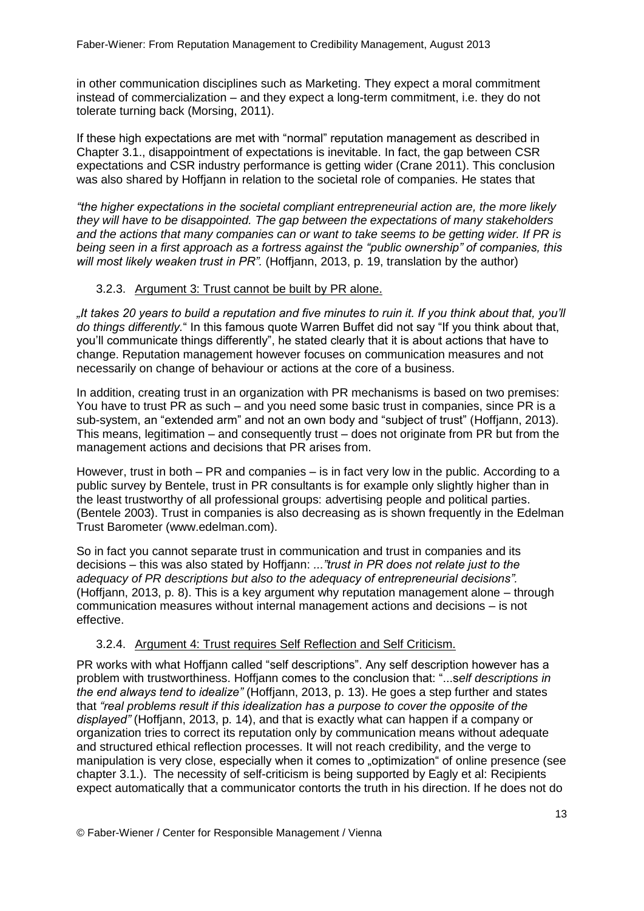in other communication disciplines such as Marketing. They expect a moral commitment instead of commercialization – and they expect a long-term commitment, i.e. they do not tolerate turning back (Morsing, 2011).

If these high expectations are met with "normal" reputation management as described in Chapter 3.1., disappointment of expectations is inevitable. In fact, the gap between CSR expectations and CSR industry performance is getting wider (Crane 2011). This conclusion was also shared by Hoffjann in relation to the societal role of companies. He states that

*"the higher expectations in the societal compliant entrepreneurial action are, the more likely they will have to be disappointed. The gap between the expectations of many stakeholders and the actions that many companies can or want to take seems to be getting wider. If PR is being seen in a first approach as a fortress against the "public ownership" of companies, this will most likely weaken trust in PR".* (Hoffjann, 2013, p. 19, translation by the author)

### 3.2.3. Argument 3: Trust cannot be built by PR alone.

*„It takes 20 years to build a reputation and five minutes to ruin it. If you think about that, you'll do things differently.*" In this famous quote Warren Buffet did not say "If you think about that, you'll communicate things differently", he stated clearly that it is about actions that have to change. Reputation management however focuses on communication measures and not necessarily on change of behaviour or actions at the core of a business.

In addition, creating trust in an organization with PR mechanisms is based on two premises: You have to trust PR as such – and you need some basic trust in companies, since PR is a sub-system, an "extended arm" and not an own body and "subject of trust" (Hoffjann, 2013). This means, legitimation – and consequently trust – does not originate from PR but from the management actions and decisions that PR arises from.

However, trust in both – PR and companies – is in fact very low in the public. According to a public survey by Bentele, trust in PR consultants is for example only slightly higher than in the least trustworthy of all professional groups: advertising people and political parties. (Bentele 2003). Trust in companies is also decreasing as is shown frequently in the Edelman Trust Barometer (www.edelman.com).

So in fact you cannot separate trust in communication and trust in companies and its decisions – this was also stated by Hoffjann: *..."trust in PR does not relate just to the adequacy of PR descriptions but also to the adequacy of entrepreneurial decisions".* (Hoffjann, 2013, p. 8). This is a key argument why reputation management alone – through communication measures without internal management actions and decisions – is not effective.

### 3.2.4. Argument 4: Trust requires Self Reflection and Self Criticism.

PR works with what Hoffjann called "self descriptions". Any self description however has a problem with trustworthiness. Hoffjann comes to the conclusion that: "...s*elf descriptions in the end always tend to idealize"* (Hoffjann, 2013, p. 13). He goes a step further and states that *"real problems result if this idealization has a purpose to cover the opposite of the displayed"* (Hoffjann, 2013, p. 14), and that is exactly what can happen if a company or organization tries to correct its reputation only by communication means without adequate and structured ethical reflection processes. It will not reach credibility, and the verge to manipulation is very close, especially when it comes to „optimization" of online presence (see chapter 3.1.). The necessity of self-criticism is being supported by Eagly et al: Recipients expect automatically that a communicator contorts the truth in his direction. If he does not do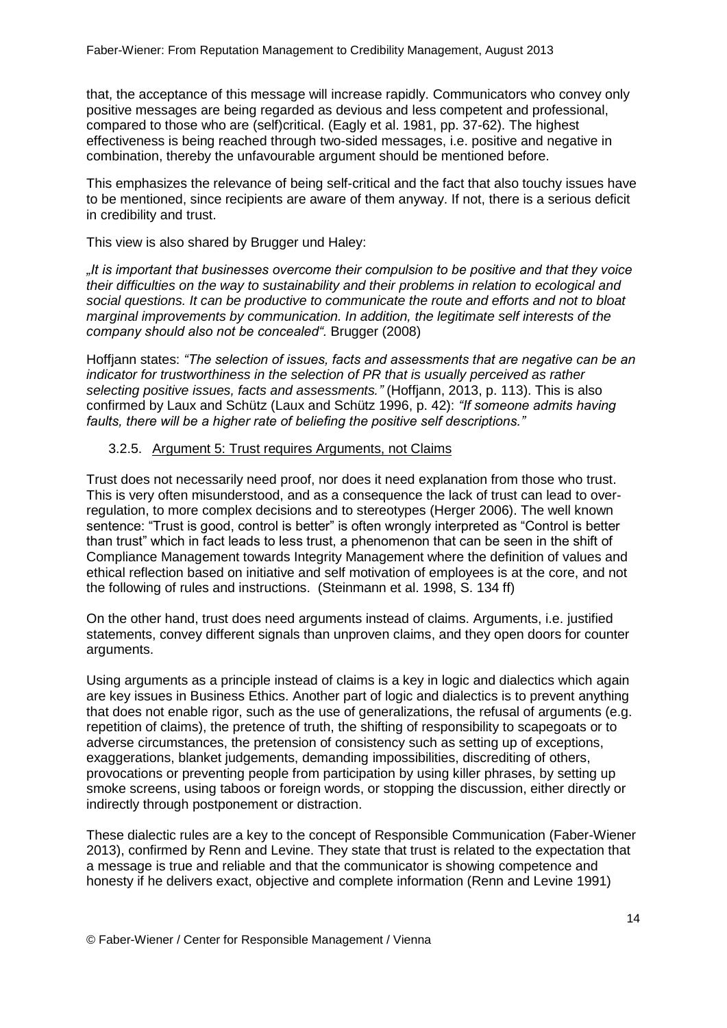that, the acceptance of this message will increase rapidly. Communicators who convey only positive messages are being regarded as devious and less competent and professional, compared to those who are (self)critical. (Eagly et al. 1981, pp. 37-62). The highest effectiveness is being reached through two-sided messages, i.e. positive and negative in combination, thereby the unfavourable argument should be mentioned before.

This emphasizes the relevance of being self-critical and the fact that also touchy issues have to be mentioned, since recipients are aware of them anyway. If not, there is a serious deficit in credibility and trust.

This view is also shared by Brugger und Haley:

*„It is important that businesses overcome their compulsion to be positive and that they voice their difficulties on the way to sustainability and their problems in relation to ecological and social questions. It can be productive to communicate the route and efforts and not to bloat marginal improvements by communication. In addition, the legitimate self interests of the company should also not be concealed".* Brugger (2008)

Hoffjann states: *"The selection of issues, facts and assessments that are negative can be an indicator for trustworthiness in the selection of PR that is usually perceived as rather selecting positive issues, facts and assessments."* (Hoffjann, 2013, p. 113). This is also confirmed by Laux and Schütz (Laux and Schütz 1996, p. 42): *"If someone admits having faults, there will be a higher rate of beliefing the positive self descriptions."*

#### 3.2.5. Argument 5: Trust requires Arguments, not Claims

Trust does not necessarily need proof, nor does it need explanation from those who trust. This is very often misunderstood, and as a consequence the lack of trust can lead to over-regulation, to more complex decisions and to stereotypes (Herger 2006). The well known sentence: "Trust is good, control is better" is often wrongly interpreted as "Control is better than trust" which in fact leads to less trust, a phenomenon that can be seen in the shift of Compliance Management towards Integrity Management where the definition of values and ethical reflection based on initiative and self motivation of employees is at the core, and not the following of rules and instructions. (Steinmann et al. 1998, S. 134 ff)

On the other hand, trust does need arguments instead of claims. Arguments, i.e. justified statements, convey different signals than unproven claims, and they open doors for counter arguments.

Using arguments as a principle instead of claims is a key in logic and dialectics which again are key issues in Business Ethics. Another part of logic and dialectics is to prevent anything that does not enable rigor, such as the use of generalizations, the refusal of arguments (e.g. repetition of claims), the pretence of truth, the shifting of responsibility to scapegoats or to adverse circumstances, the pretension of consistency such as setting up of exceptions, exaggerations, blanket judgements, demanding impossibilities, discrediting of others, provocations or preventing people from participation by using killer phrases, by setting up smoke screens, using taboos or foreign words, or stopping the discussion, either directly or indirectly through postponement or distraction.

These dialectic rules are a key to the concept of Responsible Communication (Faber-Wiener 2013), confirmed by Renn and Levine. They state that trust is related to the expectation that a message is true and reliable and that the communicator is showing competence and honesty if he delivers exact, objective and complete information (Renn and Levine 1991)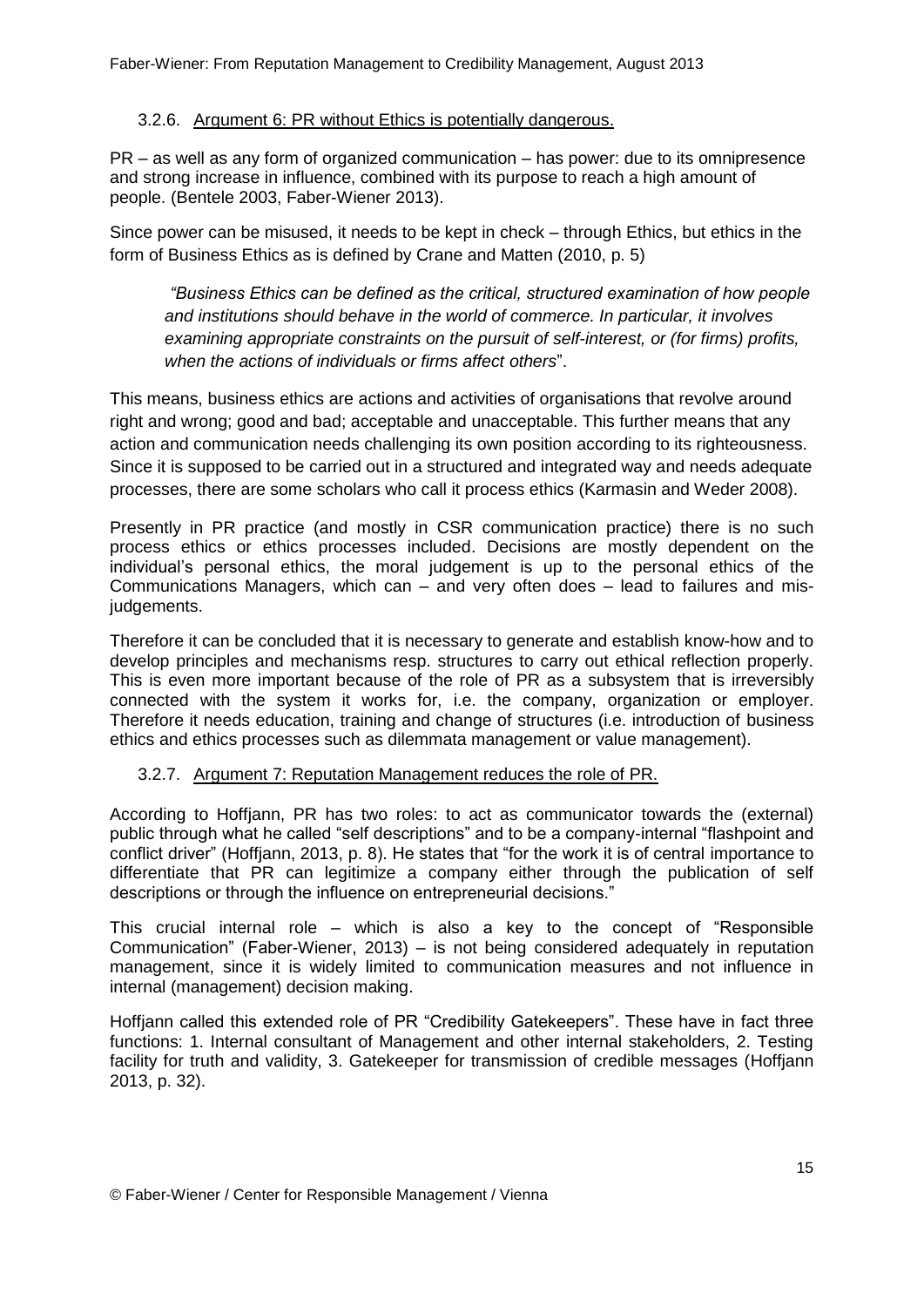### 3.2.6. Argument 6: PR without Ethics is potentially dangerous.

PR – as well as any form of organized communication – has power: due to its omnipresence and strong increase in influence, combined with its purpose to reach a high amount of people. (Bentele 2003, Faber-Wiener 2013).

Since power can be misused, it needs to be kept in check – through Ethics, but ethics in the form of Business Ethics as is defined by Crane and Matten (2010, p. 5)

> *"Business Ethics can be defined as the critical, structured examination of how people and institutions should behave in the world of commerce. In particular, it involves examining appropriate constraints on the pursuit of self-interest, or (for firms) profits, when the actions of individuals or firms affect others*".

This means, business ethics are actions and activities of organisations that revolve around right and wrong; good and bad; acceptable and unacceptable. This further means that any action and communication needs challenging its own position according to its righteousness. Since it is supposed to be carried out in a structured and integrated way and needs adequate processes, there are some scholars who call it process ethics (Karmasin and Weder 2008).

Presently in PR practice (and mostly in CSR communication practice) there is no such process ethics or ethics processes included. Decisions are mostly dependent on the individual's personal ethics, the moral judgement is up to the personal ethics of the Communications Managers, which can – and very often does – lead to failures and misjudgements.

Therefore it can be concluded that it is necessary to generate and establish know-how and to develop principles and mechanisms resp. structures to carry out ethical reflection properly. This is even more important because of the role of PR as a subsystem that is irreversibly connected with the system it works for, i.e. the company, organization or employer. Therefore it needs education, training and change of structures (i.e. introduction of business ethics and ethics processes such as dilemmata management or value management).

### 3.2.7. Argument 7: Reputation Management reduces the role of PR.

According to Hoffjann, PR has two roles: to act as communicator towards the (external) public through what he called "self descriptions" and to be a company-internal "flashpoint and conflict driver" (Hoffjann, 2013, p. 8). He states that "for the work it is of central importance to differentiate that PR can legitimize a company either through the publication of self descriptions or through the influence on entrepreneurial decisions."

This crucial internal role – which is also a key to the concept of "Responsible Communication" (Faber-Wiener, 2013) – is not being considered adequately in reputation management, since it is widely limited to communication measures and not influence in internal (management) decision making.

Hoffjann called this extended role of PR "Credibility Gatekeepers". These have in fact three functions: 1. Internal consultant of Management and other internal stakeholders, 2. Testing facility for truth and validity, 3. Gatekeeper for transmission of credible messages (Hoffjann 2013, p. 32).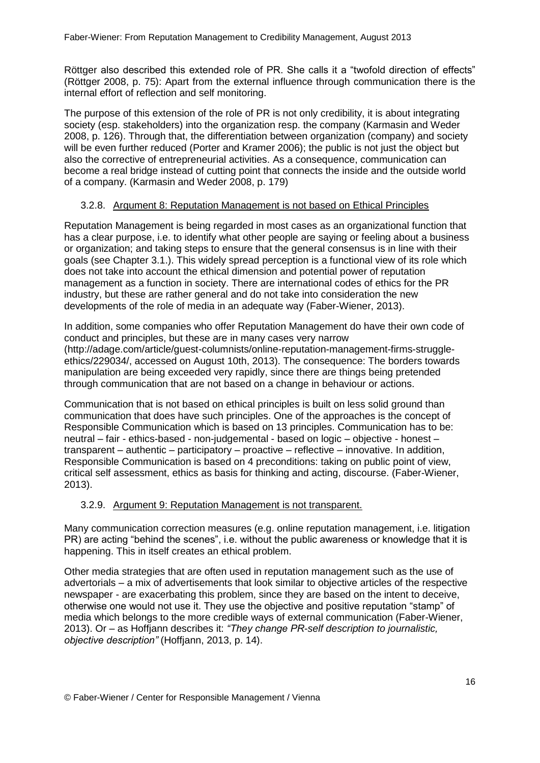Röttger also described this extended role of PR. She calls it a "twofold direction of effects" (Röttger 2008, p. 75): Apart from the external influence through communication there is the internal effort of reflection and self monitoring.

The purpose of this extension of the role of PR is not only credibility, it is about integrating society (esp. stakeholders) into the organization resp. the company (Karmasin and Weder 2008, p. 126). Through that, the differentiation between organization (company) and society will be even further reduced (Porter and Kramer 2006); the public is not just the object but also the corrective of entrepreneurial activities. As a consequence, communication can become a real bridge instead of cutting point that connects the inside and the outside world of a company. (Karmasin and Weder 2008, p. 179)

### 3.2.8. Argument 8: Reputation Management is not based on Ethical Principles

Reputation Management is being regarded in most cases as an organizational function that has a clear purpose, i.e. to identify what other people are saying or feeling about a business or organization; and taking steps to ensure that the general consensus is in line with their goals (see Chapter 3.1.). This widely spread perception is a functional view of its role which does not take into account the ethical dimension and potential power of reputation management as a function in society. There are international codes of ethics for the PR industry, but these are rather general and do not take into consideration the new developments of the role of media in an adequate way (Faber-Wiener, 2013).

In addition, some companies who offer Reputation Management do have their own code of conduct and principles, but these are in many cases very narrow (http://adage.com/article/guest-columnists/online-reputation-management-firms-struggle-ethics/229034/, accessed on August 10th, 2013). The consequence: The borders towards manipulation are being exceeded very rapidly, since there are things being pretended through communication that are not based on a change in behaviour or actions.

Communication that is not based on ethical principles is built on less solid ground than communication that does have such principles. One of the approaches is the concept of Responsible Communication which is based on 13 principles. Communication has to be: neutral – fair - ethics-based - non-judgemental - based on logic – objective - honest – transparent – authentic – participatory – proactive – reflective – innovative. In addition, Responsible Communication is based on 4 preconditions: taking on public point of view, critical self assessment, ethics as basis for thinking and acting, discourse. (Faber-Wiener, 2013).

### 3.2.9. Argument 9: Reputation Management is not transparent.

Many communication correction measures (e.g. online reputation management, i.e. litigation PR) are acting "behind the scenes", i.e. without the public awareness or knowledge that it is happening. This in itself creates an ethical problem.

Other media strategies that are often used in reputation management such as the use of advertorials – a mix of advertisements that look similar to objective articles of the respective newspaper - are exacerbating this problem, since they are based on the intent to deceive, otherwise one would not use it. They use the objective and positive reputation "stamp" of media which belongs to the more credible ways of external communication (Faber-Wiener, 2013). Or – as Hoffjann describes it: *"They change PR-self description to journalistic, objective description"* (Hoffjann, 2013, p. 14).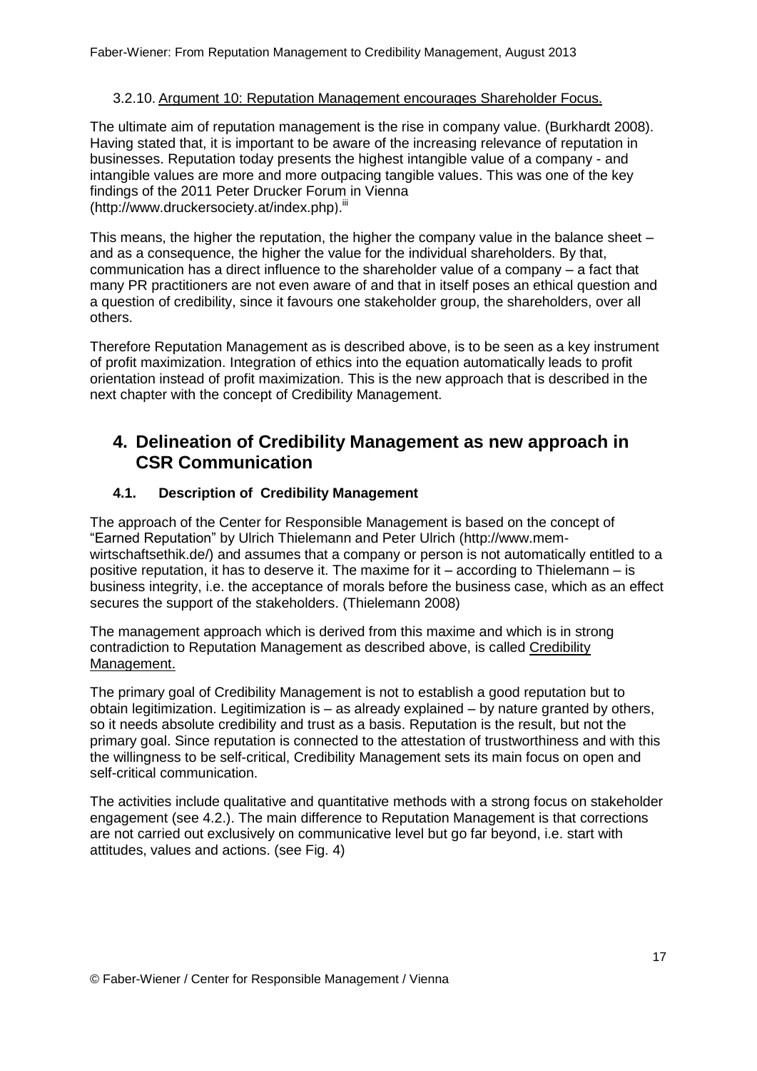### 3.2.10. Argument 10: Reputation Management encourages Shareholder Focus.

The ultimate aim of reputation management is the rise in company value. (Burkhardt 2008). Having stated that, it is important to be aware of the increasing relevance of reputation in businesses. Reputation today presents the highest intangible value of a company - and intangible values are more and more outpacing tangible values. This was one of the key findings of the 2011 Peter Drucker Forum in Vienna (http://www.druckersociety.at/index.php).[iii]

This means, the higher the reputation, the higher the company value in the balance sheet – and as a consequence, the higher the value for the individual shareholders. By that, communication has a direct influence to the shareholder value of a company – a fact that many PR practitioners are not even aware of and that in itself poses an ethical question and a question of credibility, since it favours one stakeholder group, the shareholders, over all others.

Therefore Reputation Management as is described above, is to be seen as a key instrument of profit maximization. Integration of ethics into the equation automatically leads to profit orientation instead of profit maximization. This is the new approach that is described in the next chapter with the concept of Credibility Management.

# 4. Delineation of Credibility Management as new approach in CSR Communication

## 4.1. Description of Credibility Management

The approach of the Center for Responsible Management is based on the concept of "Earned Reputation" by Ulrich Thielemann and Peter Ulrich (http://www.mem-wirtschaftsethik.de/) and assumes that a company or person is not automatically entitled to a positive reputation, it has to deserve it. The maxime for it – according to Thielemann – is business integrity, i.e. the acceptance of morals before the business case, which as an effect secures the support of the stakeholders. (Thielemann 2008)

The management approach which is derived from this maxime and which is in strong contradiction to Reputation Management as described above, is called Credibility Management.

The primary goal of Credibility Management is not to establish a good reputation but to obtain legitimization. Legitimization is – as already explained – by nature granted by others, so it needs absolute credibility and trust as a basis. Reputation is the result, but not the primary goal. Since reputation is connected to the attestation of trustworthiness and with this the willingness to be self-critical, Credibility Management sets its main focus on open and self-critical communication.

The activities include qualitative and quantitative methods with a strong focus on stakeholder engagement (see 4.2.). The main difference to Reputation Management is that corrections are not carried out exclusively on communicative level but go far beyond, i.e. start with attitudes, values and actions. (see Fig. 4)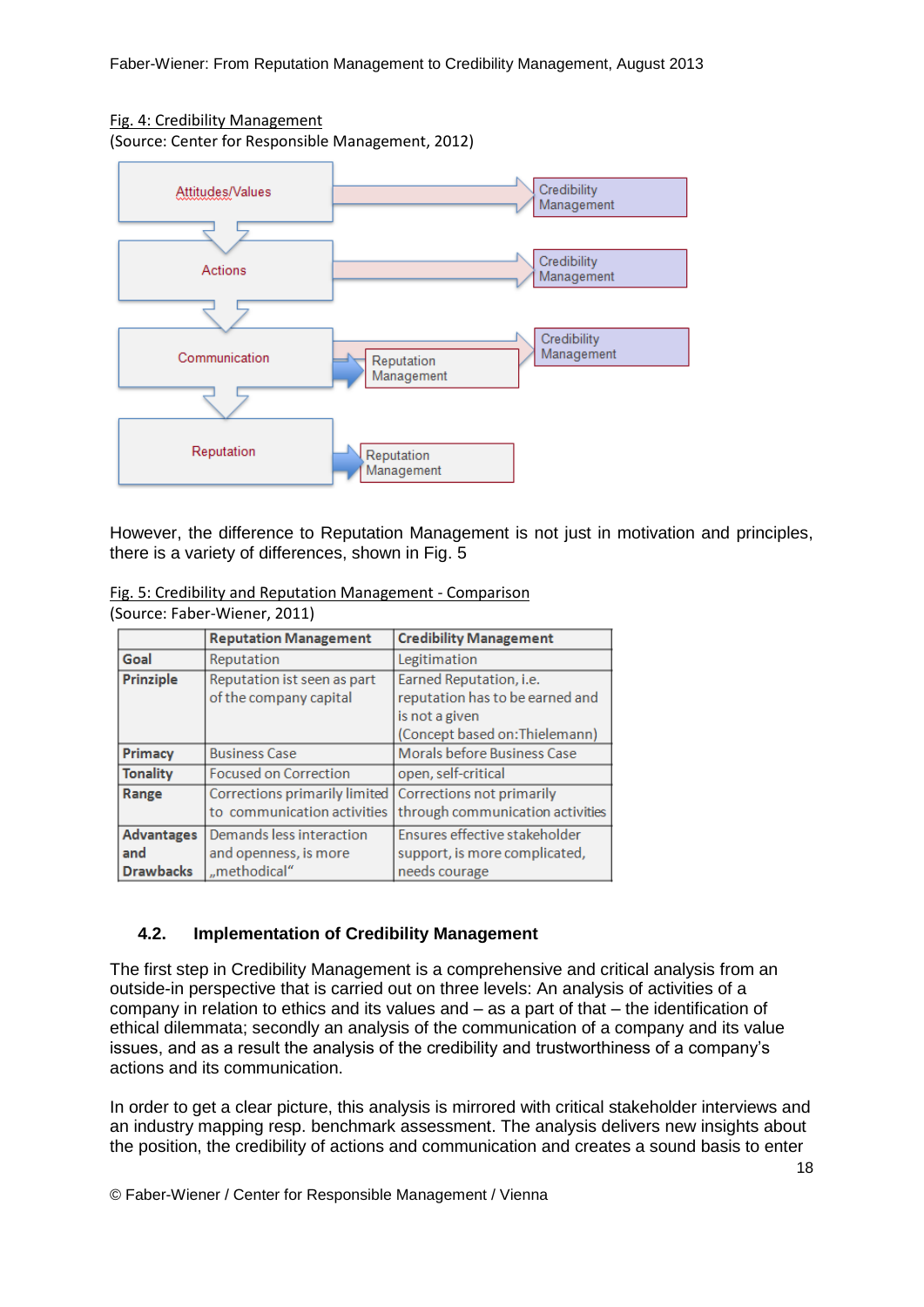Fig. 4: Credibility Management

(Source: Center for Responsible Management, 2012)

However, the difference to Reputation Management is not just in motivation and principles, there is a variety of differences, shown in Fig. 5

Fig. 5: Credibility and Reputation Management - Comparison

(Source: Faber-Wiener, 2011)

| | Reputation Management | Credibility Management |
|---|---|---|
| **Goal** | Reputation | Legitimation |
| **Prinziple** | Reputation ist seen as part of the company capital | Earned Reputation, i.e. reputation has to be earned and is not a given (Concept based on:Thielemann) |
| **Primacy** | Business Case | Morals before Business Case |
| **Tonality** | Focused on Correction | open, self-critical |
| **Range** | Corrections primarily limited to communication activities | Corrections not primarily through communication activities |
| **Advantages and Drawbacks** | Demands less interaction and openness, is more „methodical" | Ensures effective stakeholder support, is more complicated, needs courage |

### 4.2. Implementation of Credibility Management

The first step in Credibility Management is a comprehensive and critical analysis from an outside-in perspective that is carried out on three levels: An analysis of activities of a company in relation to ethics and its values and – as a part of that – the identification of ethical dilemmata; secondly an analysis of the communication of a company and its value issues, and as a result the analysis of the credibility and trustworthiness of a company's actions and its communication.

In order to get a clear picture, this analysis is mirrored with critical stakeholder interviews and an industry mapping resp. benchmark assessment. The analysis delivers new insights about the position, the credibility of actions and communication and creates a sound basis to enter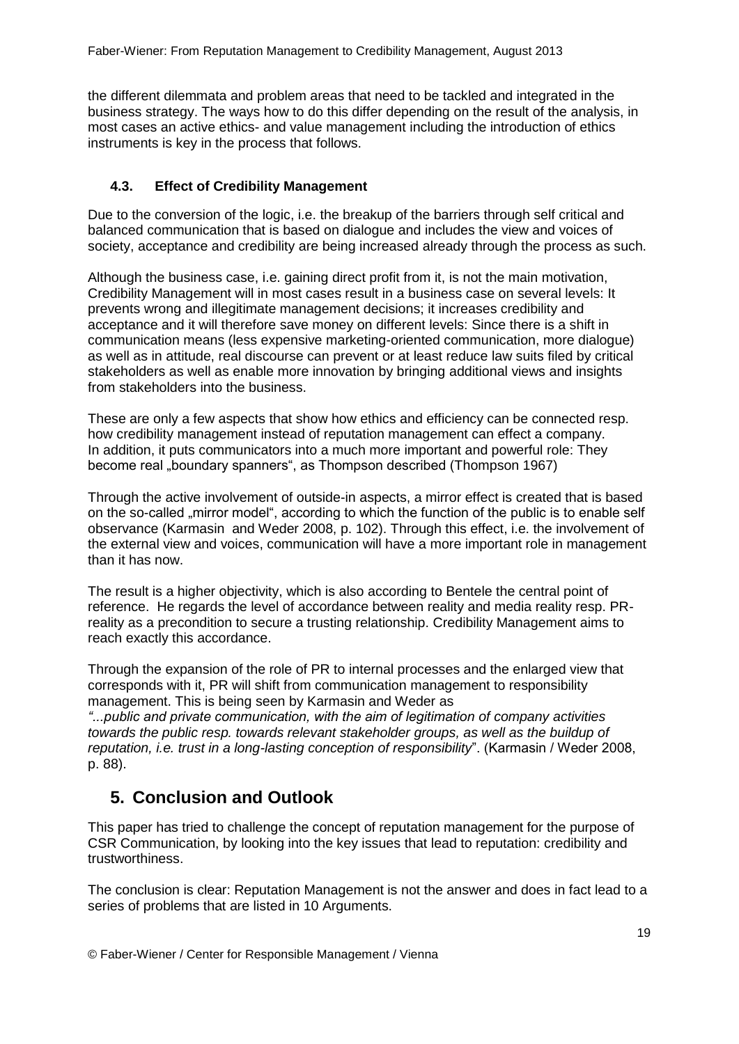the different dilemmata and problem areas that need to be tackled and integrated in the business strategy. The ways how to do this differ depending on the result of the analysis, in most cases an active ethics- and value management including the introduction of ethics instruments is key in the process that follows.

### 4.3. Effect of Credibility Management

Due to the conversion of the logic, i.e. the breakup of the barriers through self critical and balanced communication that is based on dialogue and includes the view and voices of society, acceptance and credibility are being increased already through the process as such.

Although the business case, i.e. gaining direct profit from it, is not the main motivation, Credibility Management will in most cases result in a business case on several levels: It prevents wrong and illegitimate management decisions; it increases credibility and acceptance and it will therefore save money on different levels: Since there is a shift in communication means (less expensive marketing-oriented communication, more dialogue) as well as in attitude, real discourse can prevent or at least reduce law suits filed by critical stakeholders as well as enable more innovation by bringing additional views and insights from stakeholders into the business.

These are only a few aspects that show how ethics and efficiency can be connected resp. how credibility management instead of reputation management can effect a company. In addition, it puts communicators into a much more important and powerful role: They become real „boundary spanners", as Thompson described (Thompson 1967)

Through the active involvement of outside-in aspects, a mirror effect is created that is based on the so-called „mirror model", according to which the function of the public is to enable self observance (Karmasin and Weder 2008, p. 102). Through this effect, i.e. the involvement of the external view and voices, communication will have a more important role in management than it has now.

The result is a higher objectivity, which is also according to Bentele the central point of reference. He regards the level of accordance between reality and media reality resp. PR-reality as a precondition to secure a trusting relationship. Credibility Management aims to reach exactly this accordance.

Through the expansion of the role of PR to internal processes and the enlarged view that corresponds with it, PR will shift from communication management to responsibility management. This is being seen by Karmasin and Weder as
*"...public and private communication, with the aim of legitimation of company activities towards the public resp. towards relevant stakeholder groups, as well as the buildup of reputation, i.e. trust in a long-lasting conception of responsibility*". (Karmasin / Weder 2008, p. 88).

## 5. Conclusion and Outlook

This paper has tried to challenge the concept of reputation management for the purpose of CSR Communication, by looking into the key issues that lead to reputation: credibility and trustworthiness.

The conclusion is clear: Reputation Management is not the answer and does in fact lead to a series of problems that are listed in 10 Arguments.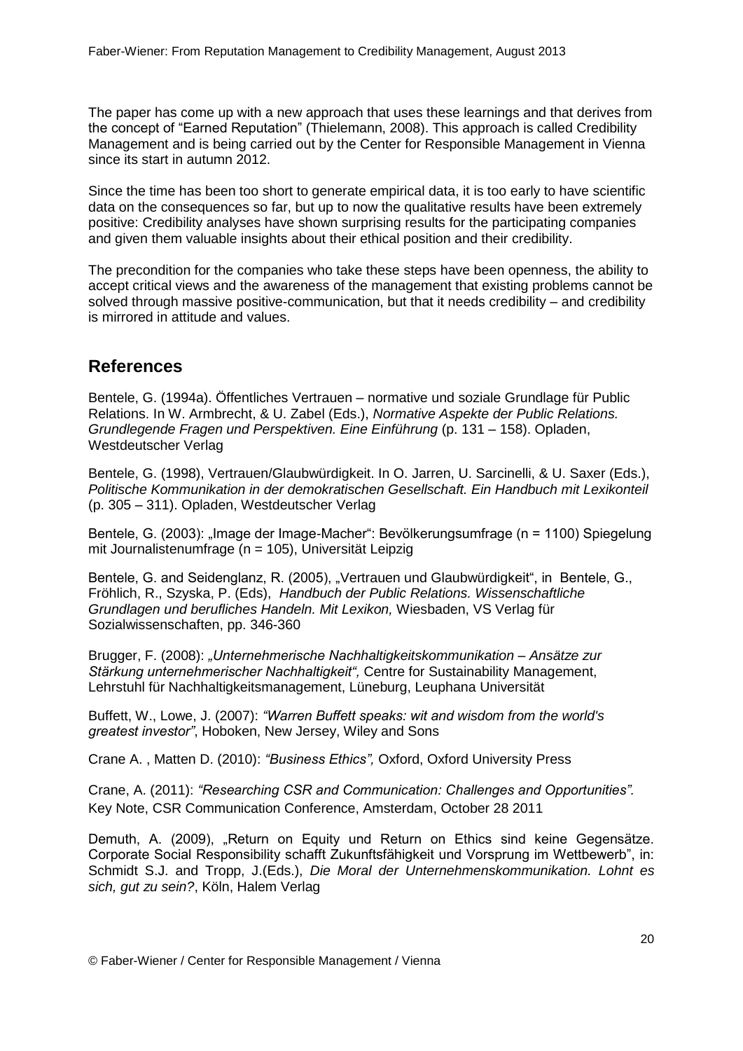The paper has come up with a new approach that uses these learnings and that derives from the concept of "Earned Reputation" (Thielemann, 2008). This approach is called Credibility Management and is being carried out by the Center for Responsible Management in Vienna since its start in autumn 2012.

Since the time has been too short to generate empirical data, it is too early to have scientific data on the consequences so far, but up to now the qualitative results have been extremely positive: Credibility analyses have shown surprising results for the participating companies and given them valuable insights about their ethical position and their credibility.

The precondition for the companies who take these steps have been openness, the ability to accept critical views and the awareness of the management that existing problems cannot be solved through massive positive-communication, but that it needs credibility – and credibility is mirrored in attitude and values.

## References

Bentele, G. (1994a). Öffentliches Vertrauen – normative und soziale Grundlage für Public Relations. In W. Armbrecht, & U. Zabel (Eds.), *Normative Aspekte der Public Relations. Grundlegende Fragen und Perspektiven. Eine Einführung* (p. 131 – 158). Opladen, Westdeutscher Verlag

Bentele, G. (1998), Vertrauen/Glaubwürdigkeit. In O. Jarren, U. Sarcinelli, & U. Saxer (Eds.), *Politische Kommunikation in der demokratischen Gesellschaft. Ein Handbuch mit Lexikonteil* (p. 305 – 311). Opladen, Westdeutscher Verlag

Bentele, G. (2003): „Image der Image-Macher": Bevölkerungsumfrage (n = 1100) Spiegelung mit Journalistenumfrage (n = 105), Universität Leipzig

Bentele, G. and Seidenglanz, R. (2005), „Vertrauen und Glaubwürdigkeit", in Bentele, G., Fröhlich, R., Szyska, P. (Eds), *Handbuch der Public Relations. Wissenschaftliche Grundlagen und berufliches Handeln. Mit Lexikon,* Wiesbaden, VS Verlag für Sozialwissenschaften, pp. 346-360

Brugger, F. (2008): *„Unternehmerische Nachhaltigkeitskommunikation – Ansätze zur Stärkung unternehmerischer Nachhaltigkeit",* Centre for Sustainability Management, Lehrstuhl für Nachhaltigkeitsmanagement, Lüneburg, Leuphana Universität

Buffett, W., Lowe, J. (2007): *"Warren Buffett speaks: wit and wisdom from the world's greatest investor"*, Hoboken, New Jersey, Wiley and Sons

Crane A. , Matten D. (2010): *"Business Ethics",* Oxford, Oxford University Press

Crane, A. (2011): *"Researching CSR and Communication: Challenges and Opportunities".* Key Note, CSR Communication Conference, Amsterdam, October 28 2011

Demuth, A. (2009), „Return on Equity und Return on Ethics sind keine Gegensätze. Corporate Social Responsibility schafft Zukunftsfähigkeit und Vorsprung im Wettbewerb", in: Schmidt S.J. and Tropp, J.(Eds.), *Die Moral der Unternehmenskommunikation. Lohnt es sich, gut zu sein?*, Köln, Halem Verlag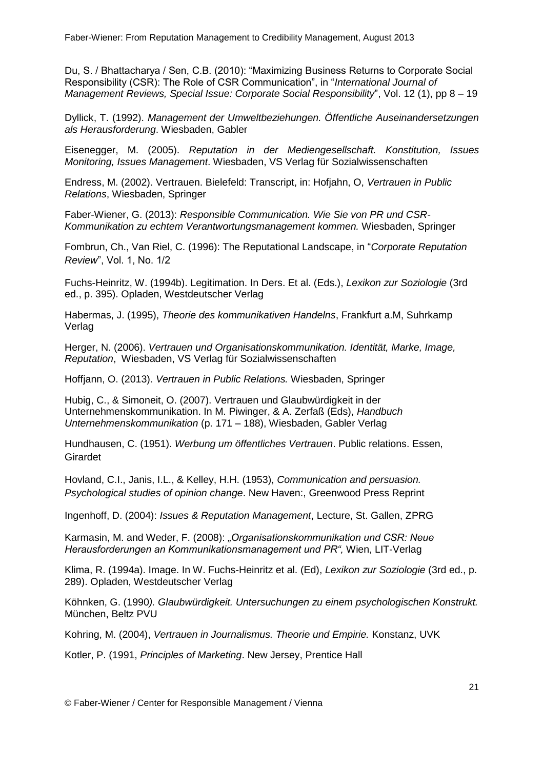Du, S. / Bhattacharya / Sen, C.B. (2010): “Maximizing Business Returns to Corporate Social Responsibility (CSR): The Role of CSR Communication”, in “*International Journal of Management Reviews, Special Issue: Corporate Social Responsibility*”, Vol. 12 (1), pp 8 – 19

Dyllick, T. (1992). *Management der Umweltbeziehungen. Öffentliche Auseinandersetzungen als Herausforderung*. Wiesbaden, Gabler

Eisenegger, M. (2005). *Reputation in der Mediengesellschaft. Konstitution, Issues Monitoring, Issues Management*. Wiesbaden, VS Verlag für Sozialwissenschaften

Endress, M. (2002). Vertrauen. Bielefeld: Transcript, in: Hofjahn, O, *Vertrauen in Public Relations*, Wiesbaden, Springer

Faber-Wiener, G. (2013): *Responsible Communication. Wie Sie von PR und CSR-Kommunikation zu echtem Verantwortungsmanagement kommen.* Wiesbaden, Springer

Fombrun, Ch., Van Riel, C. (1996): The Reputational Landscape, in “*Corporate Reputation Review*”, Vol. 1, No. 1/2

Fuchs-Heinritz, W. (1994b). Legitimation. In Ders. Et al. (Eds.), *Lexikon zur Soziologie* (3rd ed., p. 395). Opladen, Westdeutscher Verlag

Habermas, J. (1995), *Theorie des kommunikativen Handelns*, Frankfurt a.M, Suhrkamp Verlag

Herger, N. (2006). *Vertrauen und Organisationskommunikation. Identität, Marke, Image, Reputation*, Wiesbaden, VS Verlag für Sozialwissenschaften

Hoffjann, O. (2013). *Vertrauen in Public Relations.* Wiesbaden, Springer

Hubig, C., & Simoneit, O. (2007). Vertrauen und Glaubwürdigkeit in der Unternehmenskommunikation. In M. Piwinger, & A. Zerfaß (Eds), *Handbuch Unternehmenskommunikation* (p. 171 – 188), Wiesbaden, Gabler Verlag

Hundhausen, C. (1951). *Werbung um öffentliches Vertrauen*. Public relations. Essen, Girardet

Hovland, C.I., Janis, I.L., & Kelley, H.H. (1953), *Communication and persuasion. Psychological studies of opinion change*. New Haven:, Greenwood Press Reprint

Ingenhoff, D. (2004): *Issues & Reputation Management*, Lecture, St. Gallen, ZPRG

Karmasin, M. and Weder, F. (2008): *„Organisationskommunikation und CSR: Neue Herausforderungen an Kommunikationsmanagement und PR“,* Wien, LIT-Verlag

Klima, R. (1994a). Image. In W. Fuchs-Heinritz et al. (Ed), *Lexikon zur Soziologie* (3rd ed., p. 289). Opladen, Westdeutscher Verlag

Köhnken, G. (1990*). Glaubwürdigkeit. Untersuchungen zu einem psychologischen Konstrukt.* München, Beltz PVU

Kohring, M. (2004), *Vertrauen in Journalismus. Theorie und Empirie.* Konstanz, UVK

Kotler, P. (1991, *Principles of Marketing*. New Jersey, Prentice Hall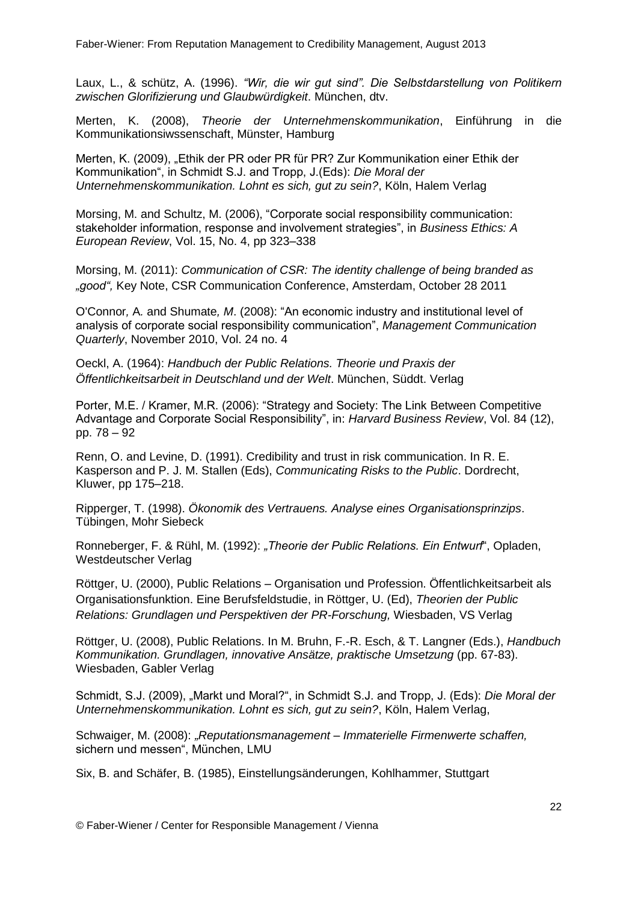Laux, L., & schütz, A. (1996). *"Wir, die wir gut sind". Die Selbstdarstellung von Politikern zwischen Glorifizierung und Glaubwürdigkeit*. München, dtv.

Merten, K. (2008), *Theorie der Unternehmenskommunikation*, Einführung in die Kommunikationsiwssenschaft, Münster, Hamburg

Merten, K. (2009), „Ethik der PR oder PR für PR? Zur Kommunikation einer Ethik der Kommunikation", in Schmidt S.J. and Tropp, J.(Eds): *Die Moral der Unternehmenskommunikation. Lohnt es sich, gut zu sein?*, Köln, Halem Verlag

Morsing, M. and Schultz, M. (2006), "Corporate social responsibility communication: stakeholder information, response and involvement strategies", in *Business Ethics: A European Review*, Vol. 15, No. 4, pp 323–338

Morsing, M. (2011): *Communication of CSR: The identity challenge of being branded as „good",* Key Note, CSR Communication Conference, Amsterdam, October 28 2011

O'Connor*, A.* and Shumate*, M*. (2008): "An economic industry and institutional level of analysis of corporate social responsibility communication", *Management Communication Quarterly*, November 2010, Vol. 24 no. 4

Oeckl, A. (1964): *Handbuch der Public Relations. Theorie und Praxis der Öffentlichkeitsarbeit in Deutschland und der Welt*. München, Süddt. Verlag

Porter, M.E. / Kramer, M.R. (2006): "Strategy and Society: The Link Between Competitive Advantage and Corporate Social Responsibility", in: *Harvard Business Review*, Vol. 84 (12), pp. 78 – 92

Renn, O. and Levine, D. (1991). Credibility and trust in risk communication. In R. E. Kasperson and P. J. M. Stallen (Eds), *Communicating Risks to the Public*. Dordrecht, Kluwer, pp 175–218.

Ripperger, T. (1998). *Ökonomik des Vertrauens. Analyse eines Organisationsprinzips*. Tübingen, Mohr Siebeck

Ronneberger, F. & Rühl, M. (1992): *„Theorie der Public Relations. Ein Entwurf*", Opladen, Westdeutscher Verlag

Röttger, U. (2000), Public Relations – Organisation und Profession. Öffentlichkeitsarbeit als Organisationsfunktion. Eine Berufsfeldstudie, in Röttger, U. (Ed), *Theorien der Public Relations: Grundlagen und Perspektiven der PR-Forschung,* Wiesbaden, VS Verlag

Röttger, U. (2008), Public Relations. In M. Bruhn, F.-R. Esch, & T. Langner (Eds.), *Handbuch Kommunikation. Grundlagen, innovative Ansätze, praktische Umsetzung* (pp. 67-83). Wiesbaden, Gabler Verlag

Schmidt, S.J. (2009), „Markt und Moral?", in Schmidt S.J. and Tropp, J. (Eds): *Die Moral der Unternehmenskommunikation. Lohnt es sich, gut zu sein?*, Köln, Halem Verlag,

Schwaiger, M. (2008): *„Reputationsmanagement – Immaterielle Firmenwerte schaffen,* sichern und messen", München, LMU

Six, B. and Schäfer, B. (1985), Einstellungsänderungen, Kohlhammer, Stuttgart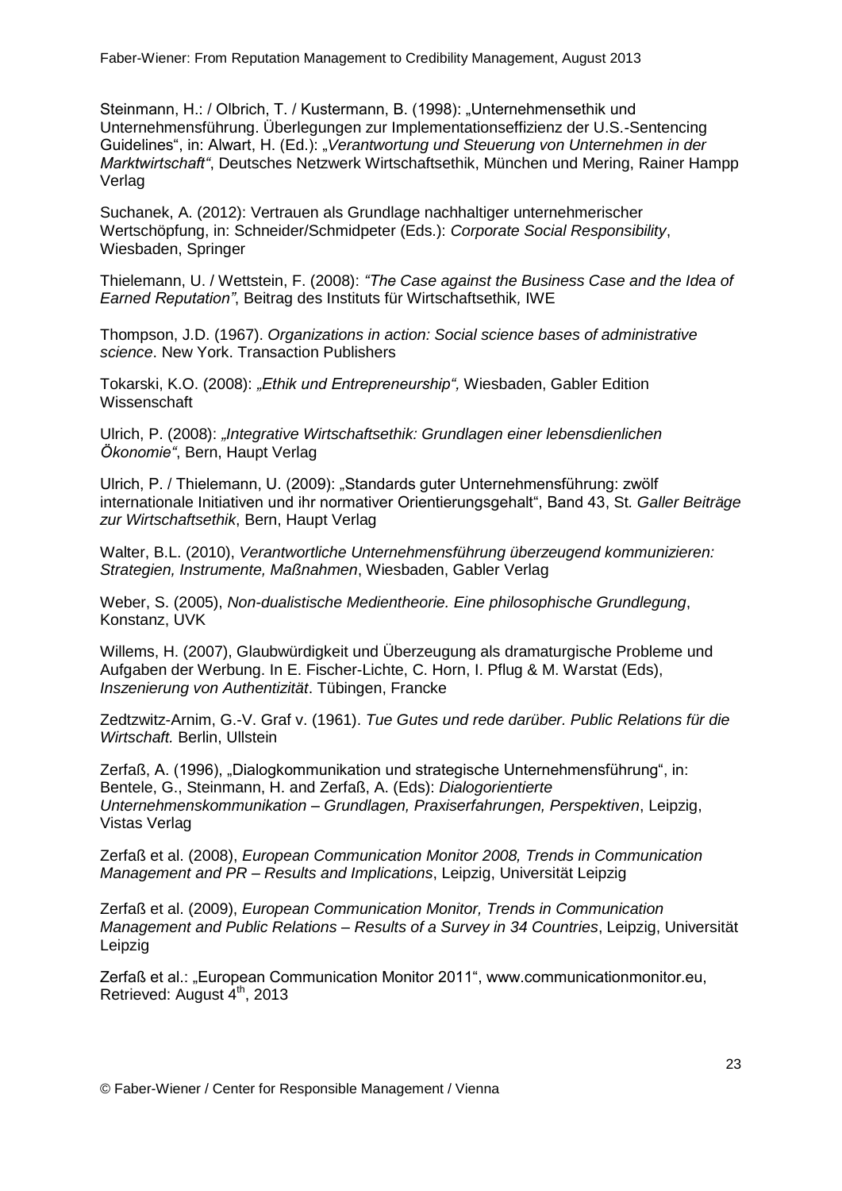Steinmann, H.: / Olbrich, T. / Kustermann, B. (1998): „Unternehmensethik und Unternehmensführung. Überlegungen zur Implementationseffizienz der U.S.-Sentencing Guidelines", in: Alwart, H. (Ed.): „*Verantwortung und Steuerung von Unternehmen in der Marktwirtschaft"*, Deutsches Netzwerk Wirtschaftsethik, München und Mering, Rainer Hampp Verlag

Suchanek, A. (2012): Vertrauen als Grundlage nachhaltiger unternehmerischer Wertschöpfung, in: Schneider/Schmidpeter (Eds.): *Corporate Social Responsibility*, Wiesbaden, Springer

Thielemann, U. / Wettstein, F. (2008): *"The Case against the Business Case and the Idea of Earned Reputation"*, Beitrag des Instituts für Wirtschaftsethik*,* IWE

Thompson, J.D. (1967). *Organizations in action: Social science bases of administrative science*. New York. Transaction Publishers

Tokarski, K.O. (2008): *„Ethik und Entrepreneurship",* Wiesbaden, Gabler Edition Wissenschaft

Ulrich, P. (2008): *„Integrative Wirtschaftsethik: Grundlagen einer lebensdienlichen Ökonomie"*, Bern, Haupt Verlag

Ulrich, P. / Thielemann, U. (2009): „Standards guter Unternehmensführung: zwölf internationale Initiativen und ihr normativer Orientierungsgehalt", Band 43, St*. Galler Beiträge zur Wirtschaftsethik*, Bern, Haupt Verlag

Walter, B.L. (2010), *Verantwortliche Unternehmensführung überzeugend kommunizieren: Strategien, Instrumente, Maßnahmen*, Wiesbaden, Gabler Verlag

Weber, S. (2005), *Non-dualistische Medientheorie. Eine philosophische Grundlegung*, Konstanz, UVK

Willems, H. (2007), Glaubwürdigkeit und Überzeugung als dramaturgische Probleme und Aufgaben der Werbung. In E. Fischer-Lichte, C. Horn, I. Pflug & M. Warstat (Eds), *Inszenierung von Authentizität*. Tübingen, Francke

Zedtzwitz-Arnim, G.-V. Graf v. (1961). *Tue Gutes und rede darüber. Public Relations für die Wirtschaft.* Berlin, Ullstein

Zerfaß, A. (1996), „Dialogkommunikation und strategische Unternehmensführung", in: Bentele, G., Steinmann, H. and Zerfaß, A. (Eds): *Dialogorientierte Unternehmenskommunikation – Grundlagen, Praxiserfahrungen, Perspektiven*, Leipzig, Vistas Verlag

Zerfaß et al. (2008), *European Communication Monitor 2008, Trends in Communication Management and PR – Results and Implications*, Leipzig, Universität Leipzig

Zerfaß et al. (2009), *European Communication Monitor, Trends in Communication Management and Public Relations – Results of a Survey in 34 Countries*, Leipzig, Universität Leipzig

Zerfaß et al.: „European Communication Monitor 2011", www.communicationmonitor.eu, Retrieved: August 4th, 2013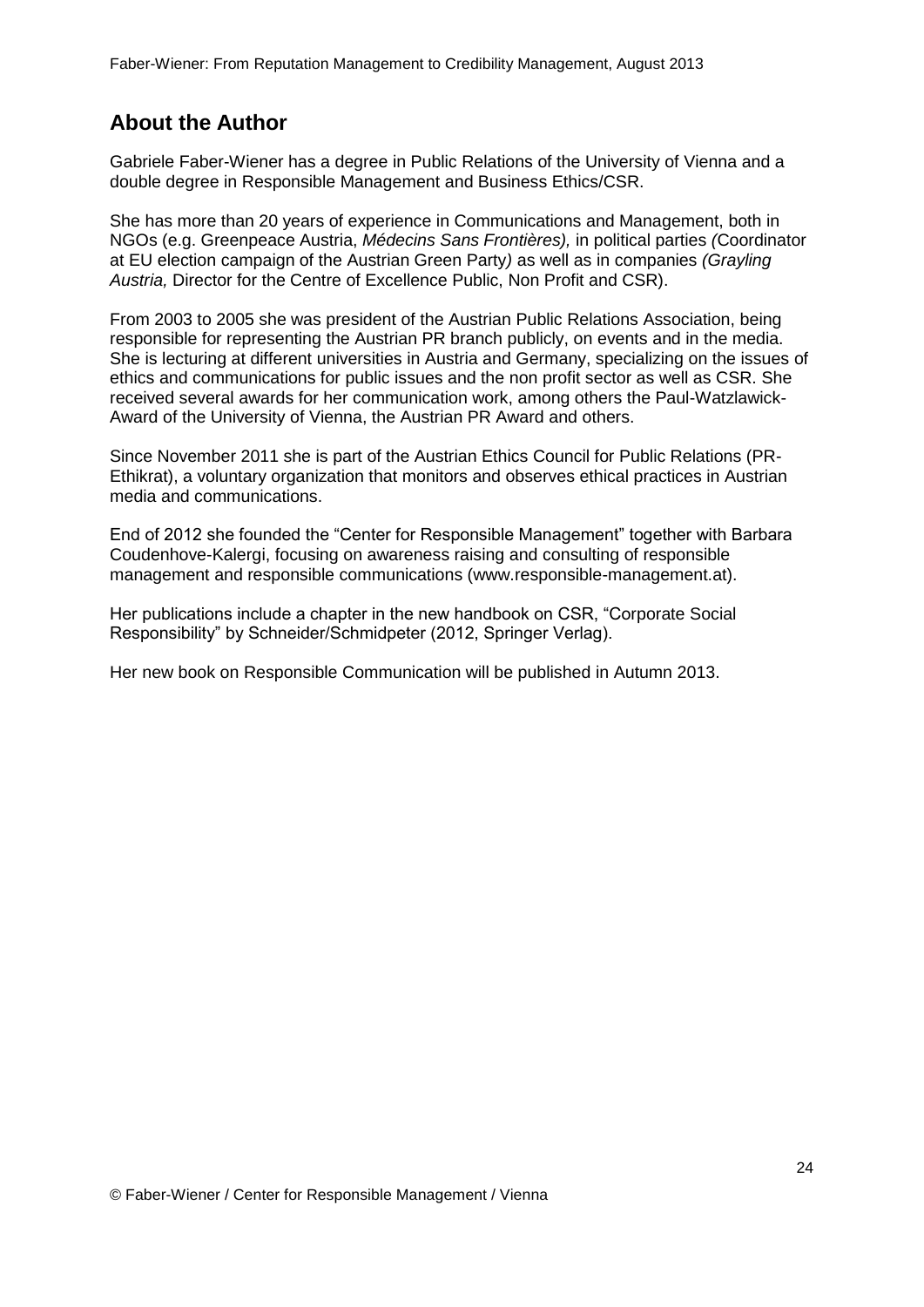## About the Author

Gabriele Faber-Wiener has a degree in Public Relations of the University of Vienna and a double degree in Responsible Management and Business Ethics/CSR.

She has more than 20 years of experience in Communications and Management, both in NGOs (e.g. Greenpeace Austria, *Médecins Sans Frontières),* in political parties *(*Coordinator at EU election campaign of the Austrian Green Party*)* as well as in companies *(Grayling Austria,* Director for the Centre of Excellence Public, Non Profit and CSR).

From 2003 to 2005 she was president of the Austrian Public Relations Association, being responsible for representing the Austrian PR branch publicly, on events and in the media. She is lecturing at different universities in Austria and Germany, specializing on the issues of ethics and communications for public issues and the non profit sector as well as CSR. She received several awards for her communication work, among others the Paul-Watzlawick-Award of the University of Vienna, the Austrian PR Award and others.

Since November 2011 she is part of the Austrian Ethics Council for Public Relations (PR-Ethikrat), a voluntary organization that monitors and observes ethical practices in Austrian media and communications.

End of 2012 she founded the "Center for Responsible Management" together with Barbara Coudenhove-Kalergi, focusing on awareness raising and consulting of responsible management and responsible communications (www.responsible-management.at).

Her publications include a chapter in the new handbook on CSR, "Corporate Social Responsibility" by Schneider/Schmidpeter (2012, Springer Verlag).

Her new book on Responsible Communication will be published in Autumn 2013.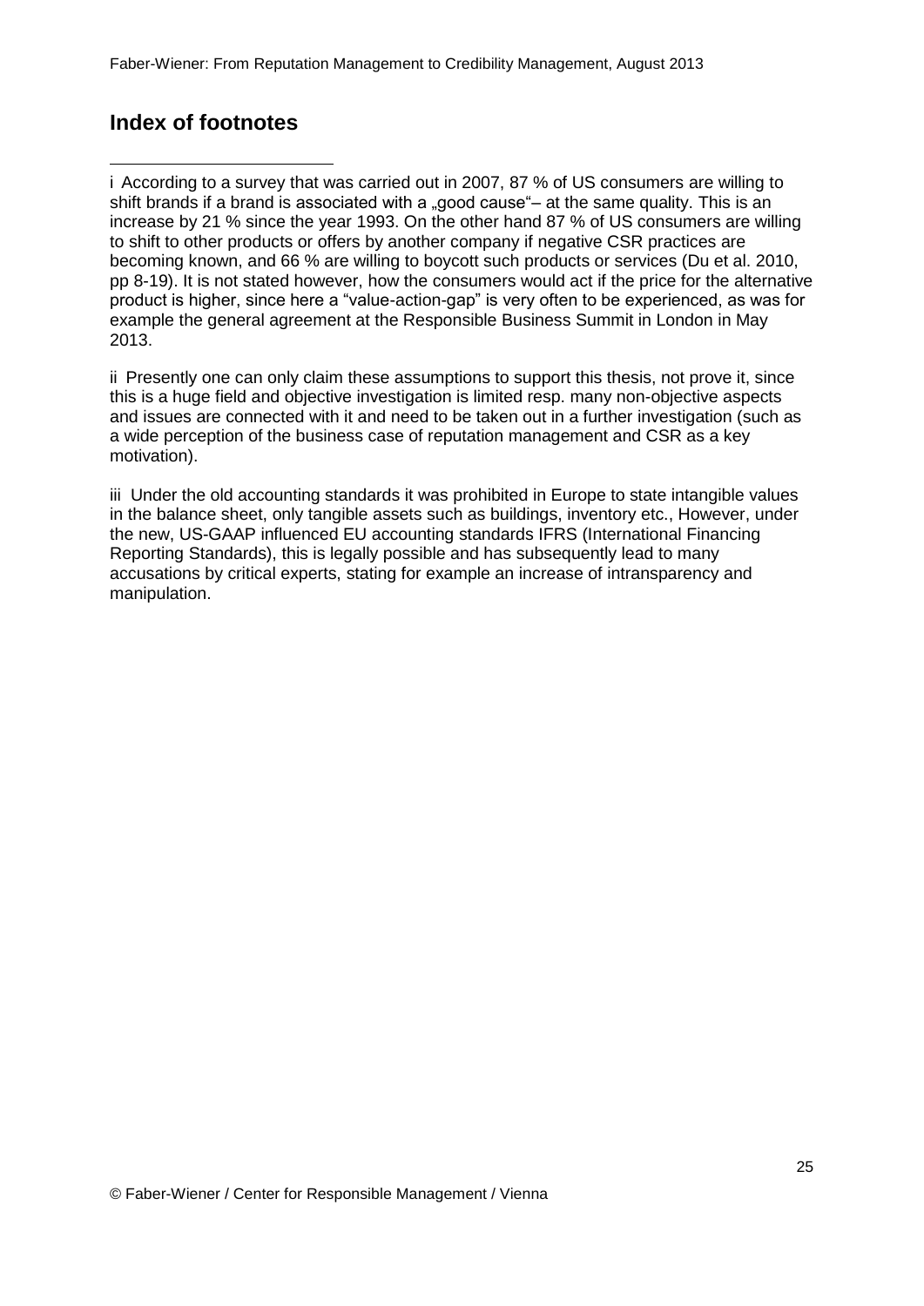## Index of footnotes

i According to a survey that was carried out in 2007, 87 % of US consumers are willing to shift brands if a brand is associated with a „good cause"– at the same quality. This is an increase by 21 % since the year 1993. On the other hand 87 % of US consumers are willing to shift to other products or offers by another company if negative CSR practices are becoming known, and 66 % are willing to boycott such products or services (Du et al. 2010, pp 8-19). It is not stated however, how the consumers would act if the price for the alternative product is higher, since here a "value-action-gap" is very often to be experienced, as was for example the general agreement at the Responsible Business Summit in London in May 2013.

ii Presently one can only claim these assumptions to support this thesis, not prove it, since this is a huge field and objective investigation is limited resp. many non-objective aspects and issues are connected with it and need to be taken out in a further investigation (such as a wide perception of the business case of reputation management and CSR as a key motivation).

iii Under the old accounting standards it was prohibited in Europe to state intangible values in the balance sheet, only tangible assets such as buildings, inventory etc., However, under the new, US-GAAP influenced EU accounting standards IFRS (International Financing Reporting Standards), this is legally possible and has subsequently lead to many accusations by critical experts, stating for example an increase of intransparency and manipulation.